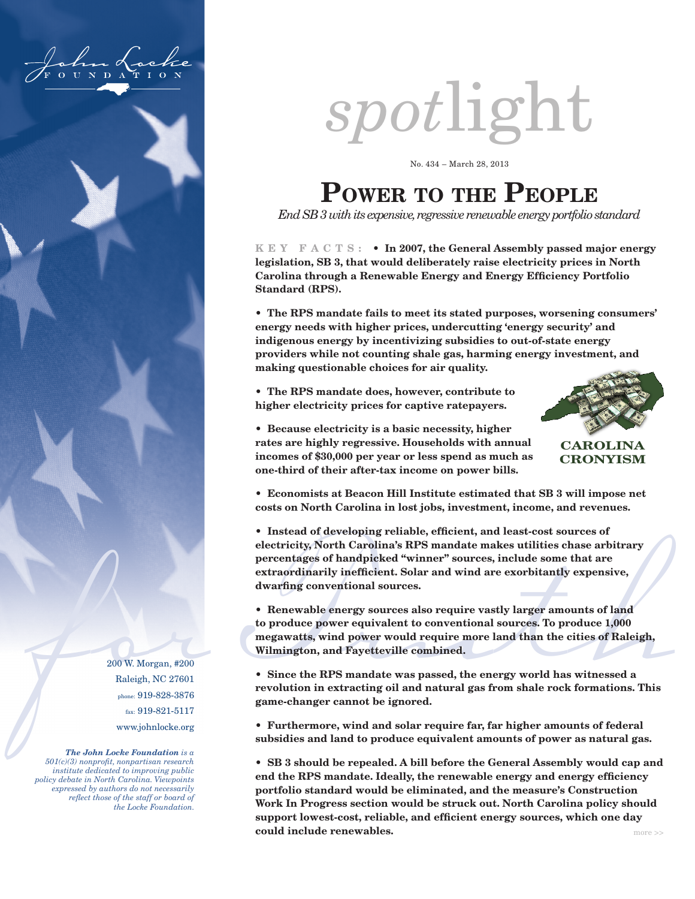# *spot*light

No. 434 – March 28, 2013

# Power to the People

*End SB 3 with its expensive, regressive renewable energy portfolio standard*

**KEY FACTS:** **• In 2007, the General Assembly passed major energy legislation, SB 3, that would deliberately raise electricity prices in North Carolina through a Renewable Energy and Energy Efficiency Portfolio Standard (RPS).**

**• The RPS mandate fails to meet its stated purposes, worsening consumers' energy needs with higher prices, undercutting 'energy security' and indigenous energy by incentivizing subsidies to out-of-state energy providers while not counting shale gas, harming energy investment, and making questionable choices for air quality.**

**• The RPS mandate does, however, contribute to higher electricity prices for captive ratepayers.**

**• Because electricity is a basic necessity, higher rates are highly regressive. Households with annual incomes of $30,000 per year or less spend as much as one-third of their after-tax income on power bills.**

**CAROLINA CRONYISM**

**• Economists at Beacon Hill Institute estimated that SB 3 will impose net costs on North Carolina in lost jobs, investment, income, and revenues.**

**• Instead of developing reliable, efficient, and least-cost sources of electricity, North Carolina's RPS mandate makes utilities chase arbitrary percentages of handpicked "winner" sources, include some that are extraordinarily inefficient. Solar and wind are exorbitantly expensive, dwarfing conventional sources.**

**• Renewable energy sources also require vastly larger amounts of land to produce power equivalent to conventional sources. To produce 1,000 megawatts, wind power would require more land than the cities of Raleigh, Wilmington, and Fayetteville combined.**

**• Since the RPS mandate was passed, the energy world has witnessed a revolution in extracting oil and natural gas from shale rock formations. This game-changer cannot be ignored.**

**• Furthermore, wind and solar require far, far higher amounts of federal subsidies and land to produce equivalent amounts of power as natural gas.**

**• SB 3 should be repealed. A bill before the General Assembly would cap and end the RPS mandate. Ideally, the renewable energy and energy efficiency portfolio standard would be eliminated, and the measure's Construction Work In Progress section would be struck out. North Carolina policy should support lowest-cost, reliable, and efficient energy sources, which one day could include renewables.**

more >>

200 W. Morgan, #200
Raleigh, NC 27601
phone: 919-828-3876
fax: 919-821-5117
www.johnlocke.org

*__The John Locke Foundation__ is a 501(c)(3) nonprofit, nonpartisan research institute dedicated to improving public policy debate in North Carolina. Viewpoints expressed by authors do not necessarily reflect those of the staff or board of the Locke Foundation.*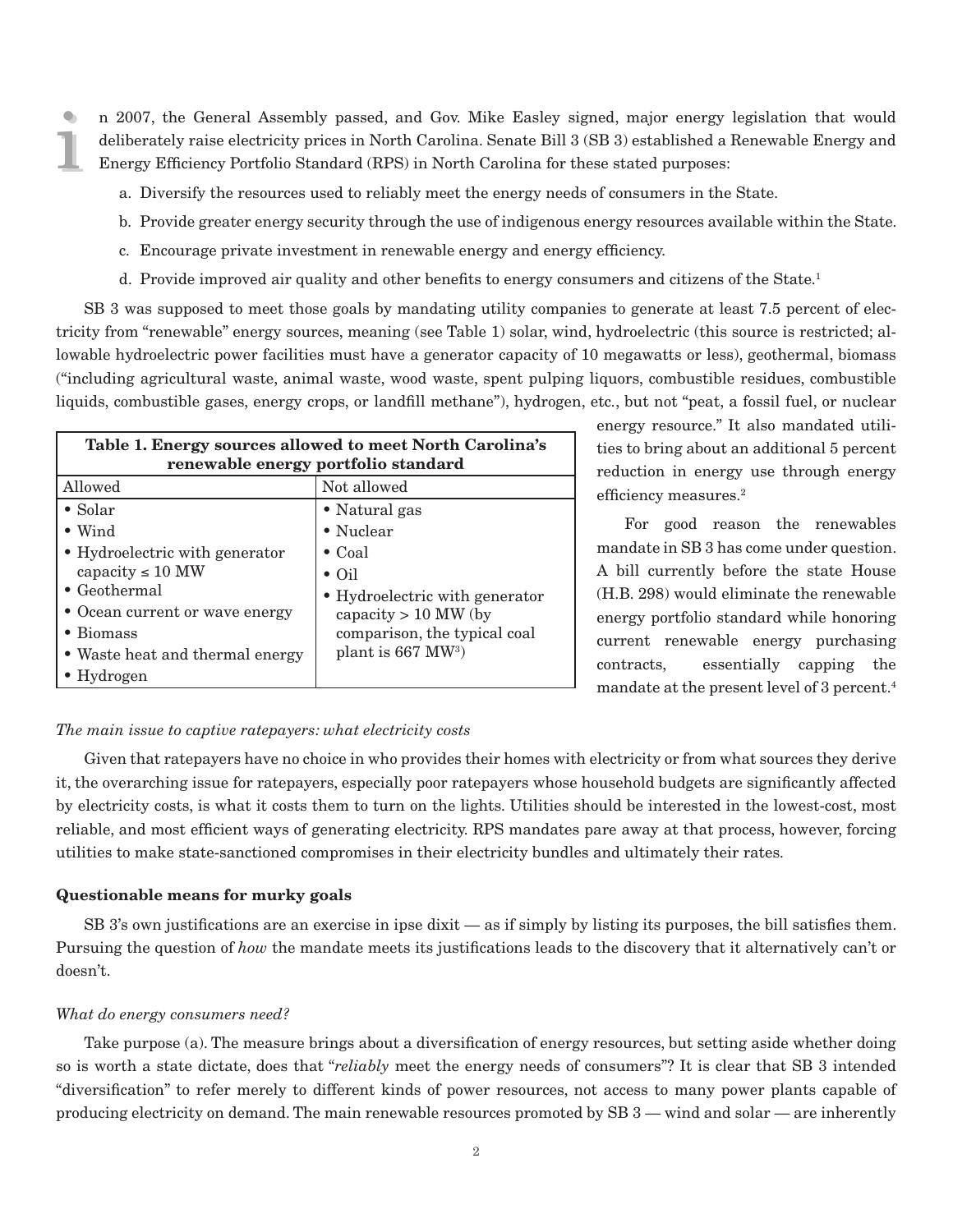In 2007, the General Assembly passed, and Gov. Mike Easley signed, major energy legislation that would deliberately raise electricity prices in North Carolina. Senate Bill 3 (SB 3) established a Renewable Energy and Energy Efficiency Portfolio Standard (RPS) in North Carolina for these stated purposes:

a. Diversify the resources used to reliably meet the energy needs of consumers in the State.

b. Provide greater energy security through the use of indigenous energy resources available within the State.

c. Encourage private investment in renewable energy and energy efficiency.

d. Provide improved air quality and other benefits to energy consumers and citizens of the State.[1]

SB 3 was supposed to meet those goals by mandating utility companies to generate at least 7.5 percent of electricity from "renewable" energy sources, meaning (see Table 1) solar, wind, hydroelectric (this source is restricted; allowable hydroelectric power facilities must have a generator capacity of 10 megawatts or less), geothermal, biomass ("including agricultural waste, animal waste, wood waste, spent pulping liquors, combustible residues, combustible liquids, combustible gases, energy crops, or landfill methane"), hydrogen, etc., but not "peat, a fossil fuel, or nuclear energy resource." It also mandated utilities to bring about an additional 5 percent reduction in energy use through energy efficiency measures.[2]

**Table 1. Energy sources allowed to meet North Carolina's renewable energy portfolio standard**

| Allowed | Not allowed |
|---|---|
| • Solar | • Natural gas |
| • Wind | • Nuclear |
| • Hydroelectric with generator capacity ≤ 10 MW | • Coal |
| • Geothermal | • Oil |
| • Ocean current or wave energy | • Hydroelectric with generator capacity > 10 MW (by comparison, the typical coal plant is 667 MW[3]) |
| • Biomass | |
| • Waste heat and thermal energy | |
| • Hydrogen | |

For good reason the renewables mandate in SB 3 has come under question. A bill currently before the state House (H.B. 298) would eliminate the renewable energy portfolio standard while honoring current renewable energy purchasing contracts, essentially capping the mandate at the present level of 3 percent.[4]

*The main issue to captive ratepayers: what electricity costs*

Given that ratepayers have no choice in who provides their homes with electricity or from what sources they derive it, the overarching issue for ratepayers, especially poor ratepayers whose household budgets are significantly affected by electricity costs, is what it costs them to turn on the lights. Utilities should be interested in the lowest-cost, most reliable, and most efficient ways of generating electricity. RPS mandates pare away at that process, however, forcing utilities to make state-sanctioned compromises in their electricity bundles and ultimately their rates.

## Questionable means for murky goals

SB 3's own justifications are an exercise in ipse dixit — as if simply by listing its purposes, the bill satisfies them. Pursuing the question of *how* the mandate meets its justifications leads to the discovery that it alternatively can't or doesn't.

*What do energy consumers need?*

Take purpose (a). The measure brings about a diversification of energy resources, but setting aside whether doing so is worth a state dictate, does that "*reliably* meet the energy needs of consumers"? It is clear that SB 3 intended "diversification" to refer merely to different kinds of power resources, not access to many power plants capable of producing electricity on demand. The main renewable resources promoted by SB 3 — wind and solar — are inherently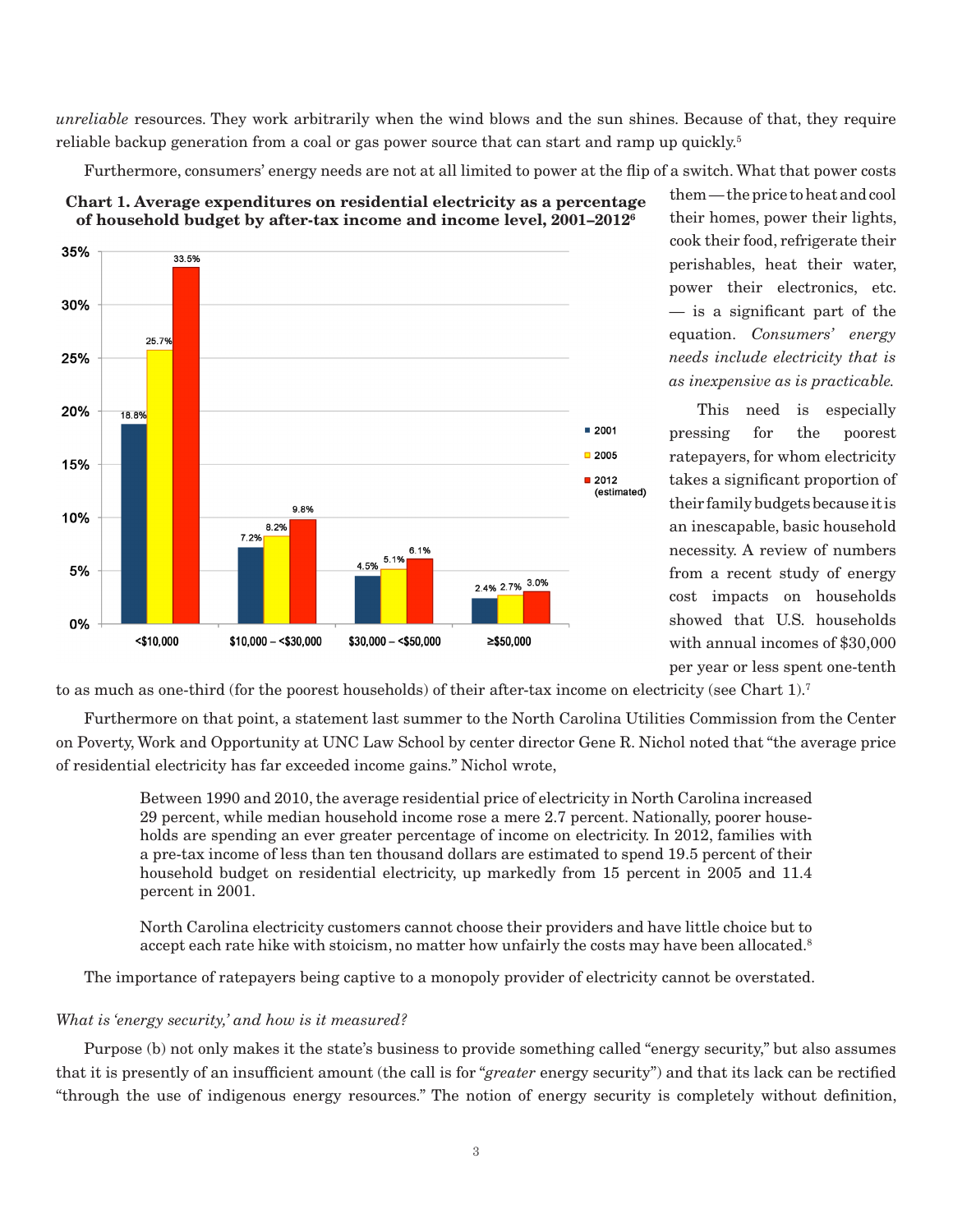*unreliable* resources. They work arbitrarily when the wind blows and the sun shines. Because of that, they require reliable backup generation from a coal or gas power source that can start and ramp up quickly.[5]

Furthermore, consumers' energy needs are not at all limited to power at the flip of a switch. What that power costs them — the price to heat and cool their homes, power their lights, cook their food, refrigerate their perishables, heat their water, power their electronics, etc. — is a significant part of the equation. *Consumers' energy needs include electricity that is as inexpensive as is practicable.*

**Chart 1. Average expenditures on residential electricity as a percentage of household budget by after-tax income and income level, 2001–2012[6]**

| Income level | 2001 | 2005 | 2012 (estimated) |
|---|---|---|---|
| <$10,000 | 18.8% | 25.7% | 33.5% |
| $10,000 – <$30,000 | 7.2% | 8.2% | 9.8% |
| $30,000 – <$50,000 | 4.5% | 5.1% | 6.1% |
| ≥$50,000 | 2.4% | 2.7% | 3.0% |

This need is especially pressing for the poorest ratepayers, for whom electricity takes a significant proportion of their family budgets because it is an inescapable, basic household necessity. A review of numbers from a recent study of energy cost impacts on households showed that U.S. households with annual incomes of $30,000 per year or less spent one-tenth to as much as one-third (for the poorest households) of their after-tax income on electricity (see Chart 1).[7]

Furthermore on that point, a statement last summer to the North Carolina Utilities Commission from the Center on Poverty, Work and Opportunity at UNC Law School by center director Gene R. Nichol noted that "the average price of residential electricity has far exceeded income gains." Nichol wrote,

> Between 1990 and 2010, the average residential price of electricity in North Carolina increased 29 percent, while median household income rose a mere 2.7 percent. Nationally, poorer households are spending an ever greater percentage of income on electricity. In 2012, families with a pre-tax income of less than ten thousand dollars are estimated to spend 19.5 percent of their household budget on residential electricity, up markedly from 15 percent in 2005 and 11.4 percent in 2001.
>
> North Carolina electricity customers cannot choose their providers and have little choice but to accept each rate hike with stoicism, no matter how unfairly the costs may have been allocated.[8]

The importance of ratepayers being captive to a monopoly provider of electricity cannot be overstated.

*What is 'energy security,' and how is it measured?*

Purpose (b) not only makes it the state's business to provide something called "energy security," but also assumes that it is presently of an insufficient amount (the call is for "*greater* energy security") and that its lack can be rectified "through the use of indigenous energy resources." The notion of energy security is completely without definition,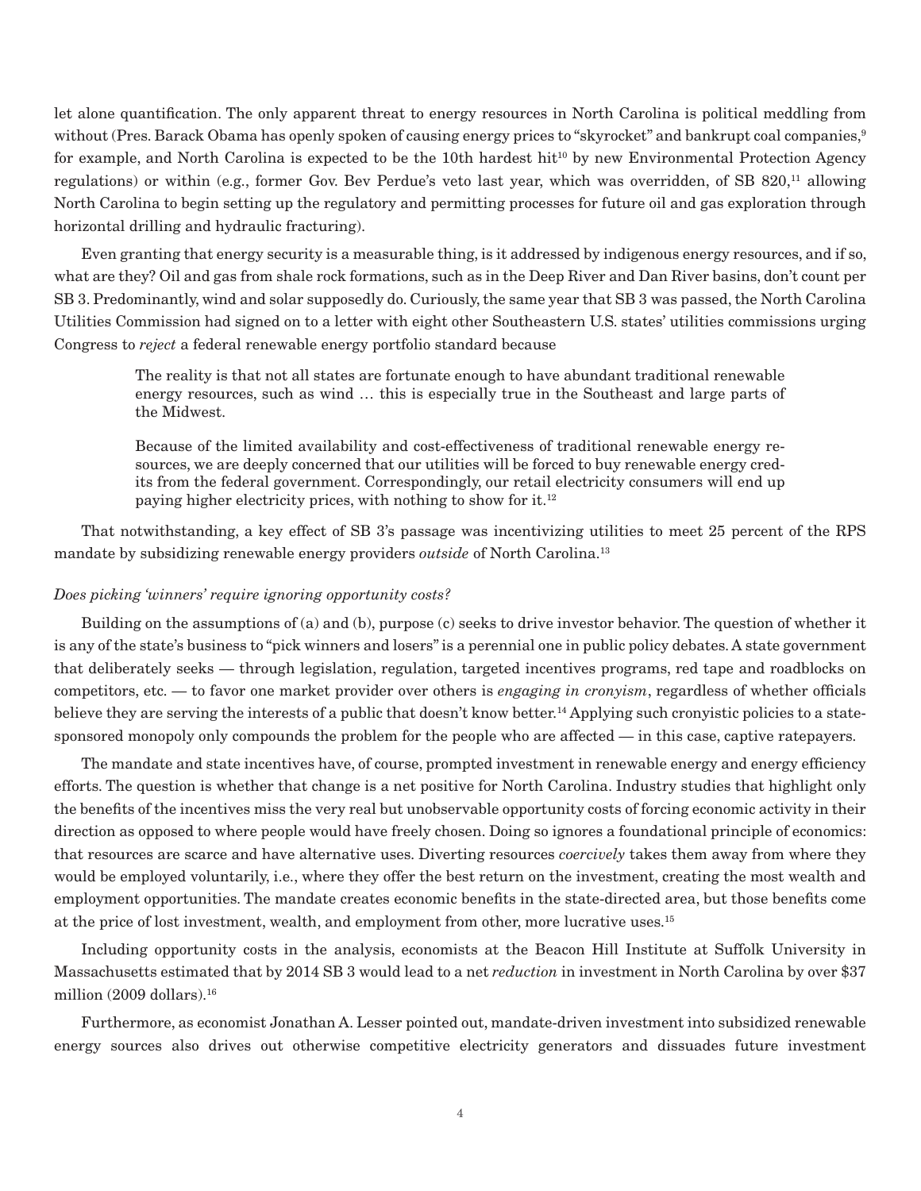let alone quantification. The only apparent threat to energy resources in North Carolina is political meddling from without (Pres. Barack Obama has openly spoken of causing energy prices to "skyrocket" and bankrupt coal companies,[9] for example, and North Carolina is expected to be the 10th hardest hit[10] by new Environmental Protection Agency regulations) or within (e.g., former Gov. Bev Perdue's veto last year, which was overridden, of SB 820,[11] allowing North Carolina to begin setting up the regulatory and permitting processes for future oil and gas exploration through horizontal drilling and hydraulic fracturing).

Even granting that energy security is a measurable thing, is it addressed by indigenous energy resources, and if so, what are they? Oil and gas from shale rock formations, such as in the Deep River and Dan River basins, don't count per SB 3. Predominantly, wind and solar supposedly do. Curiously, the same year that SB 3 was passed, the North Carolina Utilities Commission had signed on to a letter with eight other Southeastern U.S. states' utilities commissions urging Congress to *reject* a federal renewable energy portfolio standard because

> The reality is that not all states are fortunate enough to have abundant traditional renewable energy resources, such as wind … this is especially true in the Southeast and large parts of the Midwest.
>
> Because of the limited availability and cost-effectiveness of traditional renewable energy resources, we are deeply concerned that our utilities will be forced to buy renewable energy credits from the federal government. Correspondingly, our retail electricity consumers will end up paying higher electricity prices, with nothing to show for it.[12]

That notwithstanding, a key effect of SB 3's passage was incentivizing utilities to meet 25 percent of the RPS mandate by subsidizing renewable energy providers *outside* of North Carolina.[13]

*Does picking 'winners' require ignoring opportunity costs?*

Building on the assumptions of (a) and (b), purpose (c) seeks to drive investor behavior. The question of whether it is any of the state's business to "pick winners and losers" is a perennial one in public policy debates. A state government that deliberately seeks — through legislation, regulation, targeted incentives programs, red tape and roadblocks on competitors, etc. — to favor one market provider over others is *engaging in cronyism*, regardless of whether officials believe they are serving the interests of a public that doesn't know better.[14] Applying such cronyistic policies to a state-sponsored monopoly only compounds the problem for the people who are affected — in this case, captive ratepayers.

The mandate and state incentives have, of course, prompted investment in renewable energy and energy efficiency efforts. The question is whether that change is a net positive for North Carolina. Industry studies that highlight only the benefits of the incentives miss the very real but unobservable opportunity costs of forcing economic activity in their direction as opposed to where people would have freely chosen. Doing so ignores a foundational principle of economics: that resources are scarce and have alternative uses. Diverting resources *coercively* takes them away from where they would be employed voluntarily, i.e., where they offer the best return on the investment, creating the most wealth and employment opportunities. The mandate creates economic benefits in the state-directed area, but those benefits come at the price of lost investment, wealth, and employment from other, more lucrative uses.[15]

Including opportunity costs in the analysis, economists at the Beacon Hill Institute at Suffolk University in Massachusetts estimated that by 2014 SB 3 would lead to a net *reduction* in investment in North Carolina by over $37 million (2009 dollars).[16]

Furthermore, as economist Jonathan A. Lesser pointed out, mandate-driven investment into subsidized renewable energy sources also drives out otherwise competitive electricity generators and dissuades future investment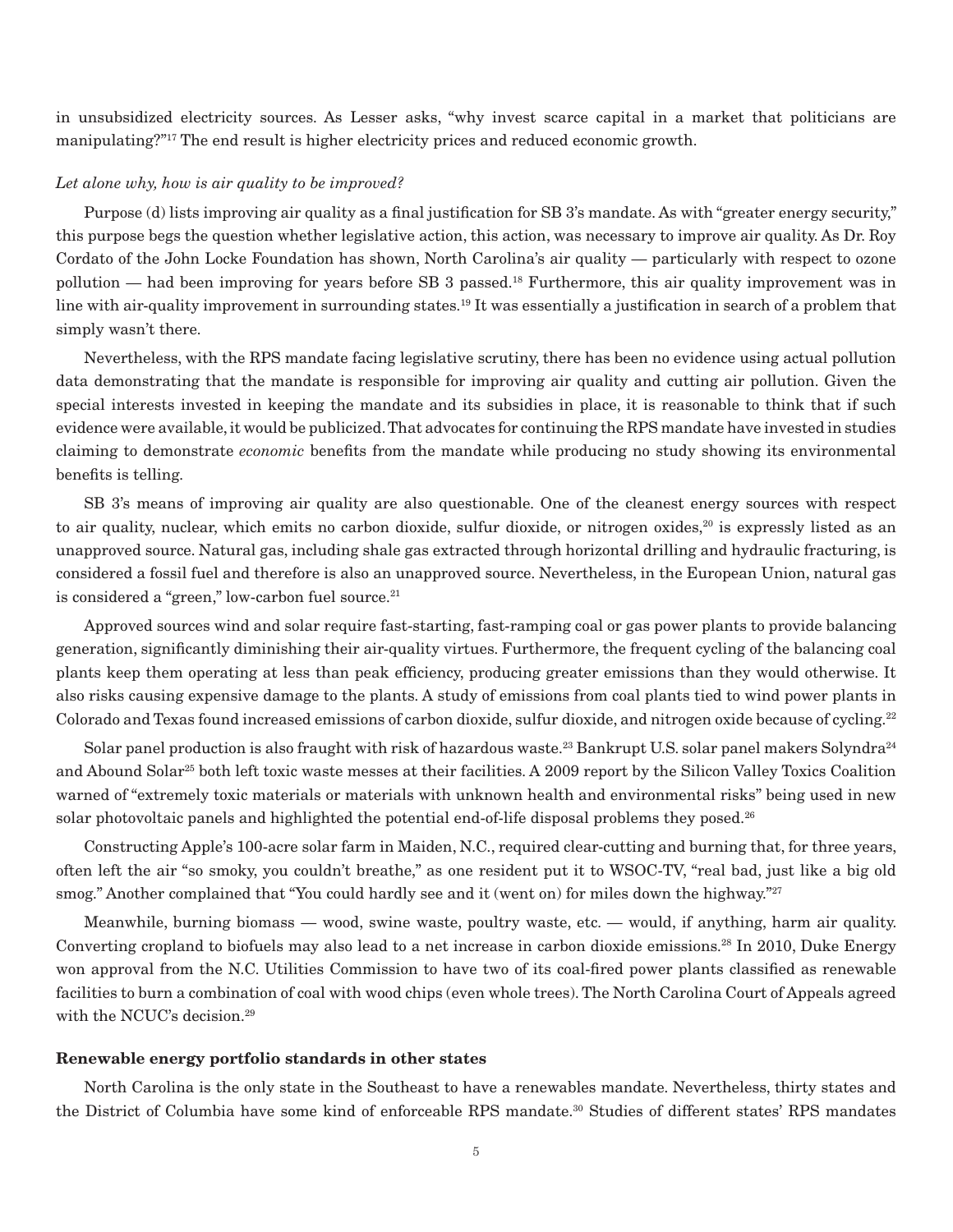in unsubsidized electricity sources. As Lesser asks, "why invest scarce capital in a market that politicians are manipulating?"[17] The end result is higher electricity prices and reduced economic growth.

*Let alone why, how is air quality to be improved?*

Purpose (d) lists improving air quality as a final justification for SB 3's mandate. As with "greater energy security," this purpose begs the question whether legislative action, this action, was necessary to improve air quality. As Dr. Roy Cordato of the John Locke Foundation has shown, North Carolina's air quality — particularly with respect to ozone pollution — had been improving for years before SB 3 passed.[18] Furthermore, this air quality improvement was in line with air-quality improvement in surrounding states.[19] It was essentially a justification in search of a problem that simply wasn't there.

Nevertheless, with the RPS mandate facing legislative scrutiny, there has been no evidence using actual pollution data demonstrating that the mandate is responsible for improving air quality and cutting air pollution. Given the special interests invested in keeping the mandate and its subsidies in place, it is reasonable to think that if such evidence were available, it would be publicized. That advocates for continuing the RPS mandate have invested in studies claiming to demonstrate *economic* benefits from the mandate while producing no study showing its environmental benefits is telling.

SB 3's means of improving air quality are also questionable. One of the cleanest energy sources with respect to air quality, nuclear, which emits no carbon dioxide, sulfur dioxide, or nitrogen oxides,[20] is expressly listed as an unapproved source. Natural gas, including shale gas extracted through horizontal drilling and hydraulic fracturing, is considered a fossil fuel and therefore is also an unapproved source. Nevertheless, in the European Union, natural gas is considered a "green," low-carbon fuel source.[21]

Approved sources wind and solar require fast-starting, fast-ramping coal or gas power plants to provide balancing generation, significantly diminishing their air-quality virtues. Furthermore, the frequent cycling of the balancing coal plants keep them operating at less than peak efficiency, producing greater emissions than they would otherwise. It also risks causing expensive damage to the plants. A study of emissions from coal plants tied to wind power plants in Colorado and Texas found increased emissions of carbon dioxide, sulfur dioxide, and nitrogen oxide because of cycling.[22]

Solar panel production is also fraught with risk of hazardous waste.[23] Bankrupt U.S. solar panel makers Solyndra[24] and Abound Solar[25] both left toxic waste messes at their facilities. A 2009 report by the Silicon Valley Toxics Coalition warned of "extremely toxic materials or materials with unknown health and environmental risks" being used in new solar photovoltaic panels and highlighted the potential end-of-life disposal problems they posed.[26]

Constructing Apple's 100-acre solar farm in Maiden, N.C., required clear-cutting and burning that, for three years, often left the air "so smoky, you couldn't breathe," as one resident put it to WSOC-TV, "real bad, just like a big old smog." Another complained that "You could hardly see and it (went on) for miles down the highway."[27]

Meanwhile, burning biomass — wood, swine waste, poultry waste, etc. — would, if anything, harm air quality. Converting cropland to biofuels may also lead to a net increase in carbon dioxide emissions.[28] In 2010, Duke Energy won approval from the N.C. Utilities Commission to have two of its coal-fired power plants classified as renewable facilities to burn a combination of coal with wood chips (even whole trees). The North Carolina Court of Appeals agreed with the NCUC's decision.[29]

**Renewable energy portfolio standards in other states**

North Carolina is the only state in the Southeast to have a renewables mandate. Nevertheless, thirty states and the District of Columbia have some kind of enforceable RPS mandate.[30] Studies of different states' RPS mandates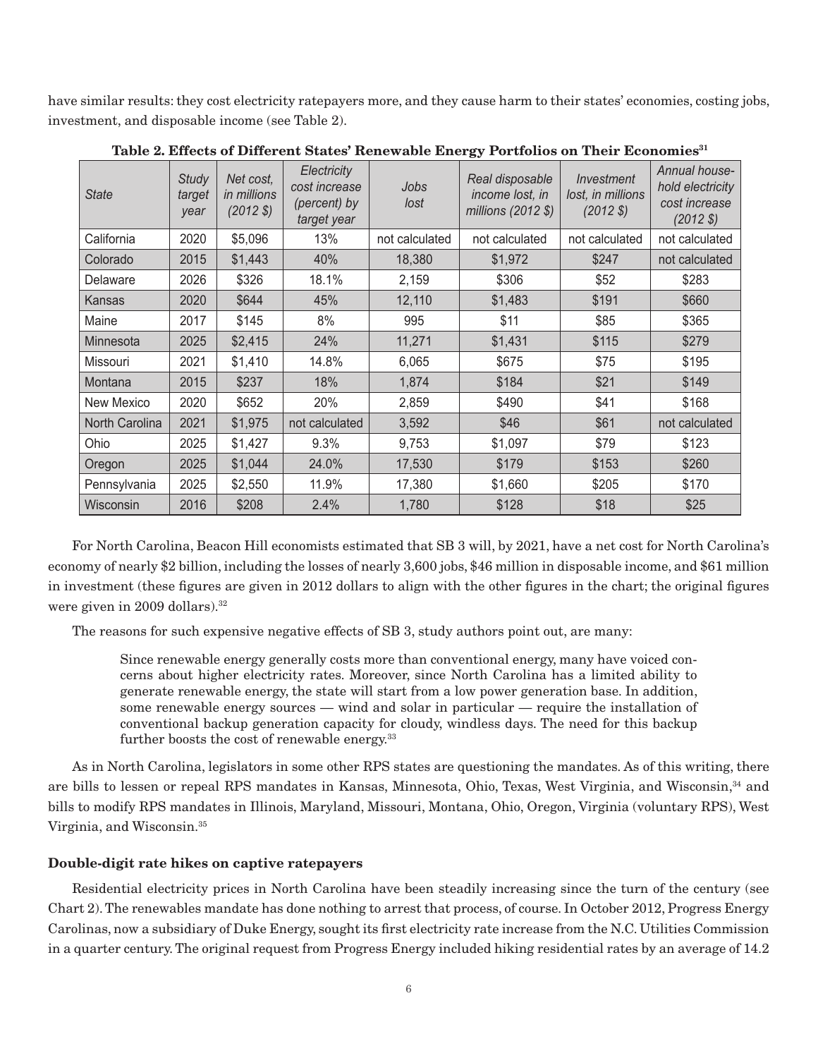have similar results: they cost electricity ratepayers more, and they cause harm to their states' economies, costing jobs, investment, and disposable income (see Table 2).

**Table 2. Effects of Different States' Renewable Energy Portfolios on Their Economies**[31]

| *State* | *Study target year* | *Net cost, in millions (2012 $)* | *Electricity cost increase (percent) by target year* | *Jobs lost* | *Real disposable income lost, in millions (2012 $)* | *Investment lost, in millions (2012 $)* | *Annual household electricity cost increase (2012 $)* |
|---|---|---|---|---|---|---|---|
| California | 2020 | $5,096 | 13% | not calculated | not calculated | not calculated | not calculated |
| Colorado | 2015 | $1,443 | 40% | 18,380 | $1,972 | $247 | not calculated |
| Delaware | 2026 | $326 | 18.1% | 2,159 | $306 | $52 | $283 |
| Kansas | 2020 | $644 | 45% | 12,110 | $1,483 | $191 | $660 |
| Maine | 2017 | $145 | 8% | 995 | $11 | $85 | $365 |
| Minnesota | 2025 | $2,415 | 24% | 11,271 | $1,431 | $115 | $279 |
| Missouri | 2021 | $1,410 | 14.8% | 6,065 | $675 | $75 | $195 |
| Montana | 2015 | $237 | 18% | 1,874 | $184 | $21 | $149 |
| New Mexico | 2020 | $652 | 20% | 2,859 | $490 | $41 | $168 |
| North Carolina | 2021 | $1,975 | not calculated | 3,592 | $46 | $61 | not calculated |
| Ohio | 2025 | $1,427 | 9.3% | 9,753 | $1,097 | $79 | $123 |
| Oregon | 2025 | $1,044 | 24.0% | 17,530 | $179 | $153 | $260 |
| Pennsylvania | 2025 | $2,550 | 11.9% | 17,380 | $1,660 | $205 | $170 |
| Wisconsin | 2016 | $208 | 2.4% | 1,780 | $128 | $18 | $25 |

For North Carolina, Beacon Hill economists estimated that SB 3 will, by 2021, have a net cost for North Carolina's economy of nearly $2 billion, including the losses of nearly 3,600 jobs, $46 million in disposable income, and $61 million in investment (these figures are given in 2012 dollars to align with the other figures in the chart; the original figures were given in 2009 dollars).[32]

The reasons for such expensive negative effects of SB 3, study authors point out, are many:

> Since renewable energy generally costs more than conventional energy, many have voiced concerns about higher electricity rates. Moreover, since North Carolina has a limited ability to generate renewable energy, the state will start from a low power generation base. In addition, some renewable energy sources — wind and solar in particular — require the installation of conventional backup generation capacity for cloudy, windless days. The need for this backup further boosts the cost of renewable energy.[33]

As in North Carolina, legislators in some other RPS states are questioning the mandates. As of this writing, there are bills to lessen or repeal RPS mandates in Kansas, Minnesota, Ohio, Texas, West Virginia, and Wisconsin,[34] and bills to modify RPS mandates in Illinois, Maryland, Missouri, Montana, Ohio, Oregon, Virginia (voluntary RPS), West Virginia, and Wisconsin.[35]

### Double-digit rate hikes on captive ratepayers

Residential electricity prices in North Carolina have been steadily increasing since the turn of the century (see Chart 2). The renewables mandate has done nothing to arrest that process, of course. In October 2012, Progress Energy Carolinas, now a subsidiary of Duke Energy, sought its first electricity rate increase from the N.C. Utilities Commission in a quarter century. The original request from Progress Energy included hiking residential rates by an average of 14.2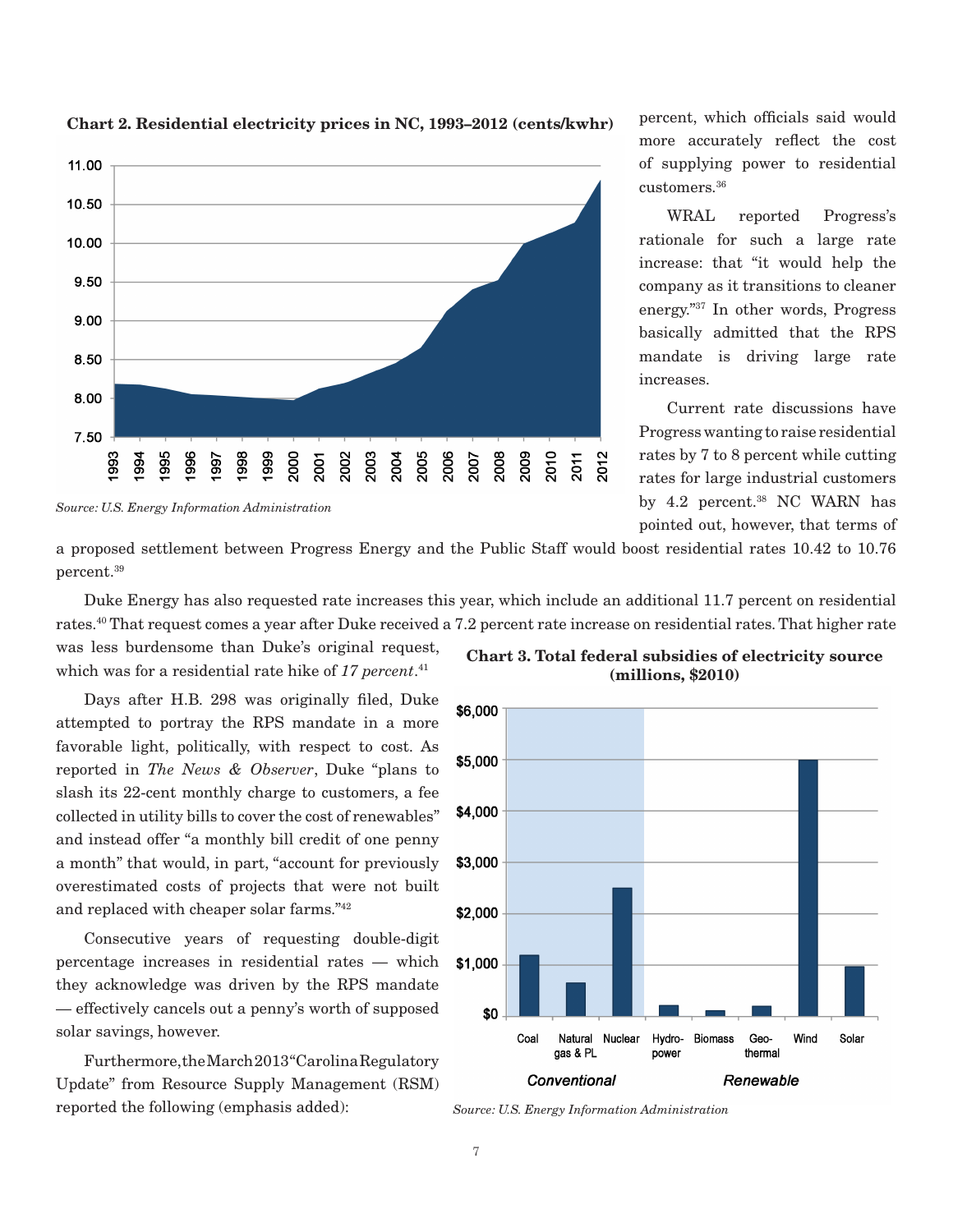**Chart 2. Residential electricity prices in NC, 1993–2012 (cents/kwhr)**

*Source: U.S. Energy Information Administration*

percent, which officials said would more accurately reflect the cost of supplying power to residential customers.[36]

WRAL reported Progress's rationale for such a large rate increase: that "it would help the company as it transitions to cleaner energy."[37] In other words, Progress basically admitted that the RPS mandate is driving large rate increases.

Current rate discussions have Progress wanting to raise residential rates by 7 to 8 percent while cutting rates for large industrial customers by 4.2 percent.[38] NC WARN has pointed out, however, that terms of a proposed settlement between Progress Energy and the Public Staff would boost residential rates 10.42 to 10.76 percent.[39]

Duke Energy has also requested rate increases this year, which include an additional 11.7 percent on residential rates.[40] That request comes a year after Duke received a 7.2 percent rate increase on residential rates. That higher rate was less burdensome than Duke's original request, which was for a residential rate hike of *17 percent*.[41]

Days after H.B. 298 was originally filed, Duke attempted to portray the RPS mandate in a more favorable light, politically, with respect to cost. As reported in *The News & Observer*, Duke "plans to slash its 22-cent monthly charge to customers, a fee collected in utility bills to cover the cost of renewables" and instead offer "a monthly bill credit of one penny a month" that would, in part, "account for previously overestimated costs of projects that were not built and replaced with cheaper solar farms."[42]

Consecutive years of requesting double-digit percentage increases in residential rates — which they acknowledge was driven by the RPS mandate — effectively cancels out a penny's worth of supposed solar savings, however.

Furthermore, the March 2013 "Carolina Regulatory Update" from Resource Supply Management (RSM) reported the following (emphasis added):

**Chart 3. Total federal subsidies of electricity source (millions, $2010)**

*Source: U.S. Energy Information Administration*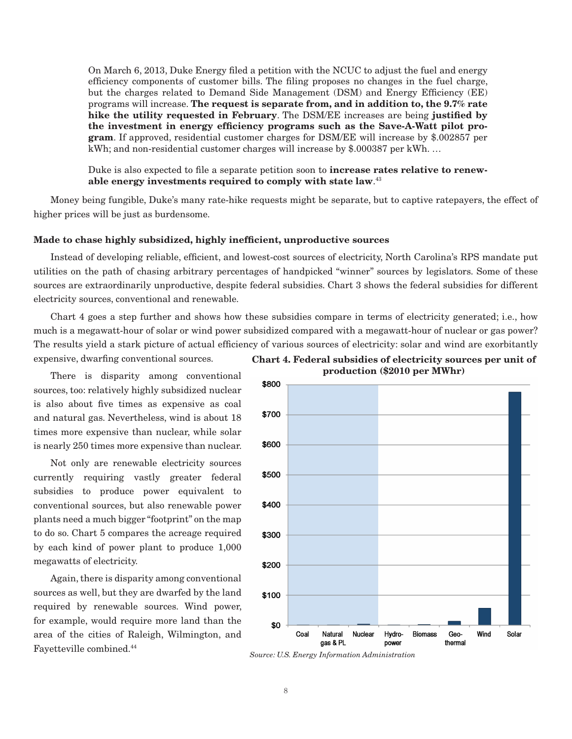> On March 6, 2013, Duke Energy filed a petition with the NCUC to adjust the fuel and energy efficiency components of customer bills. The filing proposes no changes in the fuel charge, but the charges related to Demand Side Management (DSM) and Energy Efficiency (EE) programs will increase. **The request is separate from, and in addition to, the 9.7% rate hike the utility requested in February**. The DSM/EE increases are being **justified by the investment in energy efficiency programs such as the Save-A-Watt pilot program**. If approved, residential customer charges for DSM/EE will increase by $.002857 per kWh; and non-residential customer charges will increase by $.000387 per kWh. …
>
> Duke is also expected to file a separate petition soon to **increase rates relative to renewable energy investments required to comply with state law**.[43]

Money being fungible, Duke's many rate-hike requests might be separate, but to captive ratepayers, the effect of higher prices will be just as burdensome.

### Made to chase highly subsidized, highly inefficient, unproductive sources

Instead of developing reliable, efficient, and lowest-cost sources of electricity, North Carolina's RPS mandate put utilities on the path of chasing arbitrary percentages of handpicked "winner" sources by legislators. Some of these sources are extraordinarily unproductive, despite federal subsidies. Chart 3 shows the federal subsidies for different electricity sources, conventional and renewable.

Chart 4 goes a step further and shows how these subsidies compare in terms of electricity generated; i.e., how much is a megawatt-hour of solar or wind power subsidized compared with a megawatt-hour of nuclear or gas power? The results yield a stark picture of actual efficiency of various sources of electricity: solar and wind are exorbitantly expensive, dwarfing conventional sources.

There is disparity among conventional sources, too: relatively highly subsidized nuclear is also about five times as expensive as coal and natural gas. Nevertheless, wind is about 18 times more expensive than nuclear, while solar is nearly 250 times more expensive than nuclear.

Not only are renewable electricity sources currently requiring vastly greater federal subsidies to produce power equivalent to conventional sources, but also renewable power plants need a much bigger "footprint" on the map to do so. Chart 5 compares the acreage required by each kind of power plant to produce 1,000 megawatts of electricity.

Again, there is disparity among conventional sources as well, but they are dwarfed by the land required by renewable sources. Wind power, for example, would require more land than the area of the cities of Raleigh, Wilmington, and Fayetteville combined.[44]

**Chart 4. Federal subsidies of electricity sources per unit of production ($2010 per MWhr)**

*Source: U.S. Energy Information Administration*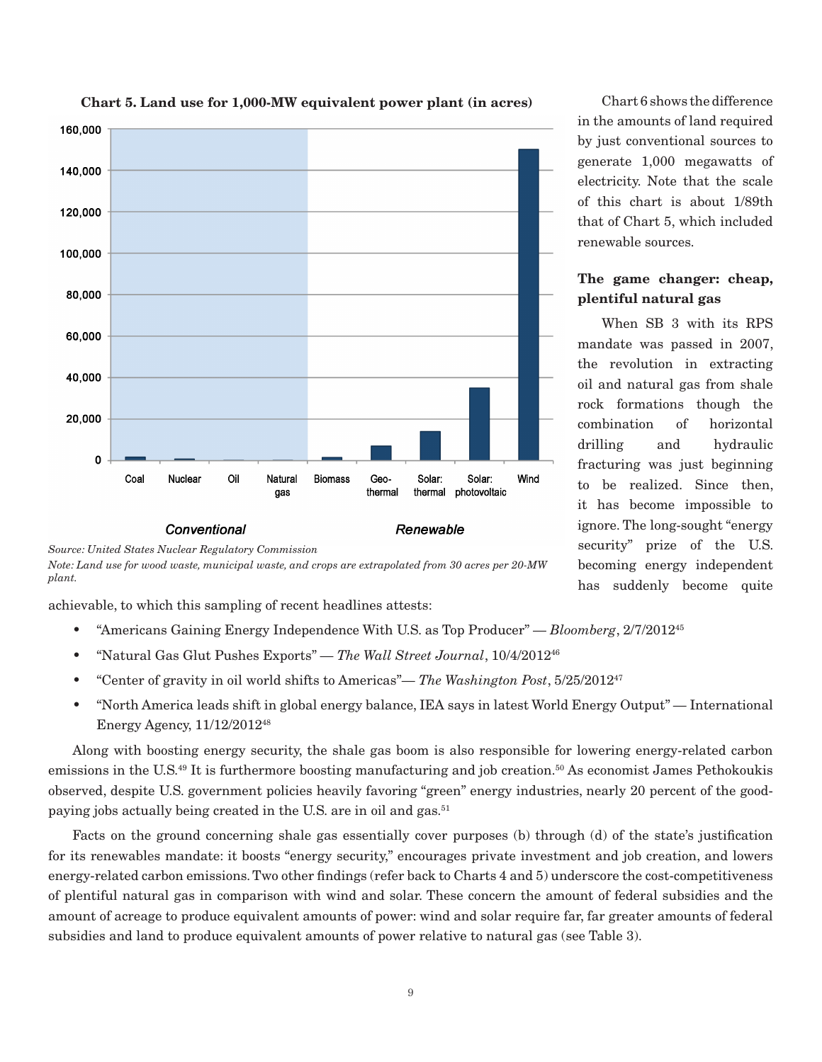**Chart 5. Land use for 1,000-MW equivalent power plant (in acres)**

*Source: United States Nuclear Regulatory Commission*

*Note: Land use for wood waste, municipal waste, and crops are extrapolated from 30 acres per 20-MW plant.*

Chart 6 shows the difference in the amounts of land required by just conventional sources to generate 1,000 megawatts of electricity. Note that the scale of this chart is about 1/89th that of Chart 5, which included renewable sources.

### The game changer: cheap, plentiful natural gas

When SB 3 with its RPS mandate was passed in 2007, the revolution in extracting oil and natural gas from shale rock formations though the combination of horizontal drilling and hydraulic fracturing was just beginning to be realized. Since then, it has become impossible to ignore. The long-sought "energy security" prize of the U.S. becoming energy independent has suddenly become quite achievable, to which this sampling of recent headlines attests:

- "Americans Gaining Energy Independence With U.S. as Top Producer" — *Bloomberg*, 2/7/2012[45]
- "Natural Gas Glut Pushes Exports" — *The Wall Street Journal*, 10/4/2012[46]
- "Center of gravity in oil world shifts to Americas"— *The Washington Post*, 5/25/2012[47]
- "North America leads shift in global energy balance, IEA says in latest World Energy Output" — International Energy Agency, 11/12/2012[48]

Along with boosting energy security, the shale gas boom is also responsible for lowering energy-related carbon emissions in the U.S.[49] It is furthermore boosting manufacturing and job creation.[50] As economist James Pethokoukis observed, despite U.S. government policies heavily favoring "green" energy industries, nearly 20 percent of the good-paying jobs actually being created in the U.S. are in oil and gas.[51]

Facts on the ground concerning shale gas essentially cover purposes (b) through (d) of the state's justification for its renewables mandate: it boosts "energy security," encourages private investment and job creation, and lowers energy-related carbon emissions. Two other findings (refer back to Charts 4 and 5) underscore the cost-competitiveness of plentiful natural gas in comparison with wind and solar. These concern the amount of federal subsidies and the amount of acreage to produce equivalent amounts of power: wind and solar require far, far greater amounts of federal subsidies and land to produce equivalent amounts of power relative to natural gas (see Table 3).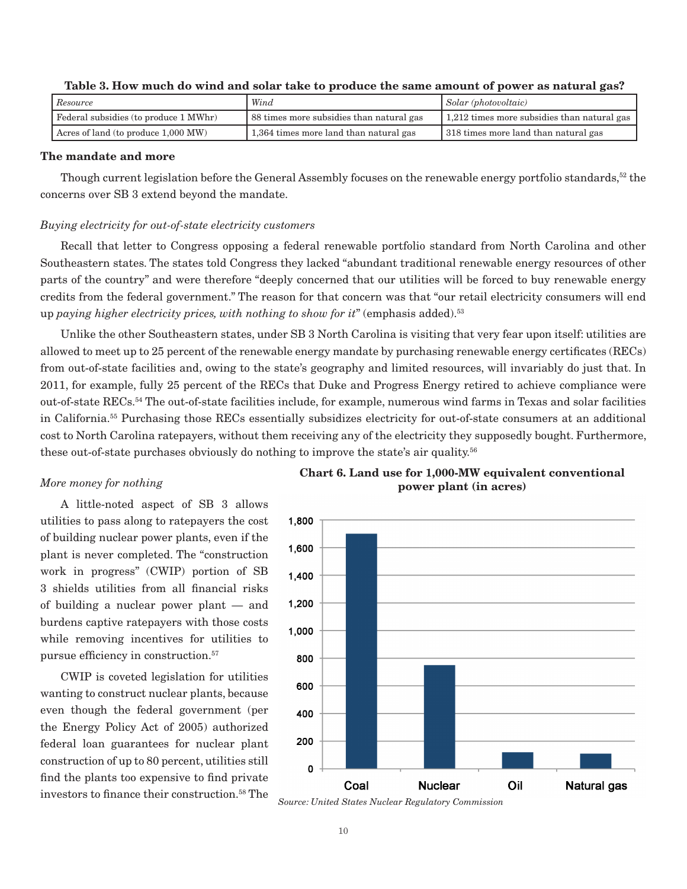**Table 3. How much do wind and solar take to produce the same amount of power as natural gas?**

| *Resource* | *Wind* | *Solar (photovoltaic)* |
|---|---|---|
| Federal subsidies (to produce 1 MWhr) | 88 times more subsidies than natural gas | 1,212 times more subsidies than natural gas |
| Acres of land (to produce 1,000 MW) | 1,364 times more land than natural gas | 318 times more land than natural gas |

### The mandate and more

Though current legislation before the General Assembly focuses on the renewable energy portfolio standards,[52] the concerns over SB 3 extend beyond the mandate.

*Buying electricity for out-of-state electricity customers*

Recall that letter to Congress opposing a federal renewable portfolio standard from North Carolina and other Southeastern states. The states told Congress they lacked "abundant traditional renewable energy resources of other parts of the country" and were therefore "deeply concerned that our utilities will be forced to buy renewable energy credits from the federal government." The reason for that concern was that "our retail electricity consumers will end up *paying higher electricity prices, with nothing to show for it*" (emphasis added).[53]

Unlike the other Southeastern states, under SB 3 North Carolina is visiting that very fear upon itself: utilities are allowed to meet up to 25 percent of the renewable energy mandate by purchasing renewable energy certificates (RECs) from out-of-state facilities and, owing to the state's geography and limited resources, will invariably do just that. In 2011, for example, fully 25 percent of the RECs that Duke and Progress Energy retired to achieve compliance were out-of-state RECs.[54] The out-of-state facilities include, for example, numerous wind farms in Texas and solar facilities in California.[55] Purchasing those RECs essentially subsidizes electricity for out-of-state consumers at an additional cost to North Carolina ratepayers, without them receiving any of the electricity they supposedly bought. Furthermore, these out-of-state purchases obviously do nothing to improve the state's air quality.[56]

*More money for nothing*

A little-noted aspect of SB 3 allows utilities to pass along to ratepayers the cost of building nuclear power plants, even if the plant is never completed. The "construction work in progress" (CWIP) portion of SB 3 shields utilities from all financial risks of building a nuclear power plant — and burdens captive ratepayers with those costs while removing incentives for utilities to pursue efficiency in construction.[57]

CWIP is coveted legislation for utilities wanting to construct nuclear plants, because even though the federal government (per the Energy Policy Act of 2005) authorized federal loan guarantees for nuclear plant construction of up to 80 percent, utilities still find the plants too expensive to find private investors to finance their construction.[58] The

**Chart 6. Land use for 1,000-MW equivalent conventional power plant (in acres)**

| Plant type | Acres (approx.) |
|---|---|
| Coal | 1,700 |
| Nuclear | 750 |
| Oil | 120 |
| Natural gas | 110 |

*Source: United States Nuclear Regulatory Commission*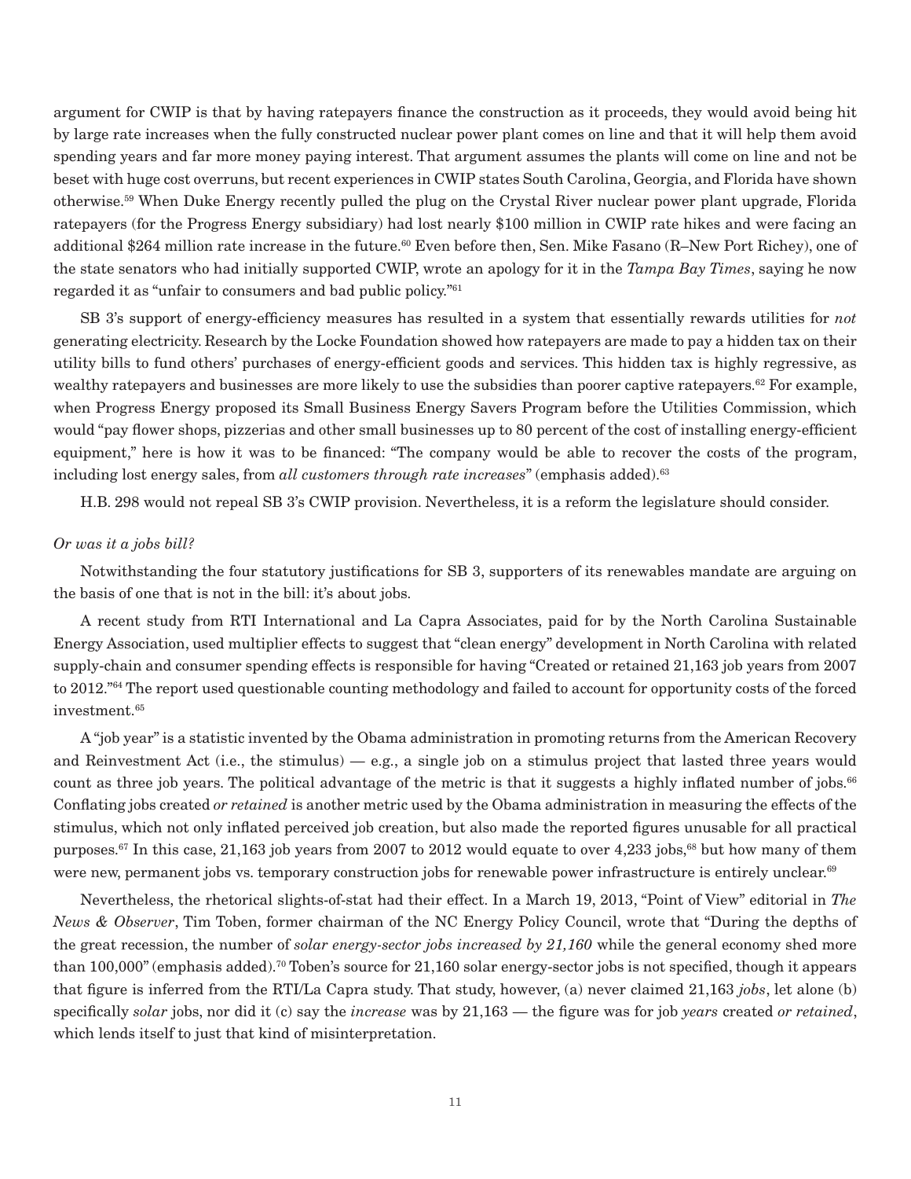argument for CWIP is that by having ratepayers finance the construction as it proceeds, they would avoid being hit by large rate increases when the fully constructed nuclear power plant comes on line and that it will help them avoid spending years and far more money paying interest. That argument assumes the plants will come on line and not be beset with huge cost overruns, but recent experiences in CWIP states South Carolina, Georgia, and Florida have shown otherwise.[59] When Duke Energy recently pulled the plug on the Crystal River nuclear power plant upgrade, Florida ratepayers (for the Progress Energy subsidiary) had lost nearly $100 million in CWIP rate hikes and were facing an additional $264 million rate increase in the future.[60] Even before then, Sen. Mike Fasano (R–New Port Richey), one of the state senators who had initially supported CWIP, wrote an apology for it in the *Tampa Bay Times*, saying he now regarded it as "unfair to consumers and bad public policy."[61]

SB 3's support of energy-efficiency measures has resulted in a system that essentially rewards utilities for *not* generating electricity. Research by the Locke Foundation showed how ratepayers are made to pay a hidden tax on their utility bills to fund others' purchases of energy-efficient goods and services. This hidden tax is highly regressive, as wealthy ratepayers and businesses are more likely to use the subsidies than poorer captive ratepayers.[62] For example, when Progress Energy proposed its Small Business Energy Savers Program before the Utilities Commission, which would "pay flower shops, pizzerias and other small businesses up to 80 percent of the cost of installing energy-efficient equipment," here is how it was to be financed: "The company would be able to recover the costs of the program, including lost energy sales, from *all customers through rate increases*" (emphasis added).[63]

H.B. 298 would not repeal SB 3's CWIP provision. Nevertheless, it is a reform the legislature should consider.

*Or was it a jobs bill?*

Notwithstanding the four statutory justifications for SB 3, supporters of its renewables mandate are arguing on the basis of one that is not in the bill: it's about jobs.

A recent study from RTI International and La Capra Associates, paid for by the North Carolina Sustainable Energy Association, used multiplier effects to suggest that "clean energy" development in North Carolina with related supply-chain and consumer spending effects is responsible for having "Created or retained 21,163 job years from 2007 to 2012."[64] The report used questionable counting methodology and failed to account for opportunity costs of the forced investment.[65]

A "job year" is a statistic invented by the Obama administration in promoting returns from the American Recovery and Reinvestment Act (i.e., the stimulus) — e.g., a single job on a stimulus project that lasted three years would count as three job years. The political advantage of the metric is that it suggests a highly inflated number of jobs.[66] Conflating jobs created *or retained* is another metric used by the Obama administration in measuring the effects of the stimulus, which not only inflated perceived job creation, but also made the reported figures unusable for all practical purposes.[67] In this case, 21,163 job years from 2007 to 2012 would equate to over 4,233 jobs,[68] but how many of them were new, permanent jobs vs. temporary construction jobs for renewable power infrastructure is entirely unclear.[69]

Nevertheless, the rhetorical slights-of-stat had their effect. In a March 19, 2013, "Point of View" editorial in *The News & Observer*, Tim Toben, former chairman of the NC Energy Policy Council, wrote that "During the depths of the great recession, the number of *solar energy-sector jobs increased by 21,160* while the general economy shed more than 100,000" (emphasis added).[70] Toben's source for 21,160 solar energy-sector jobs is not specified, though it appears that figure is inferred from the RTI/La Capra study. That study, however, (a) never claimed 21,163 *jobs*, let alone (b) specifically *solar* jobs, nor did it (c) say the *increase* was by 21,163 — the figure was for job *years* created *or retained*, which lends itself to just that kind of misinterpretation.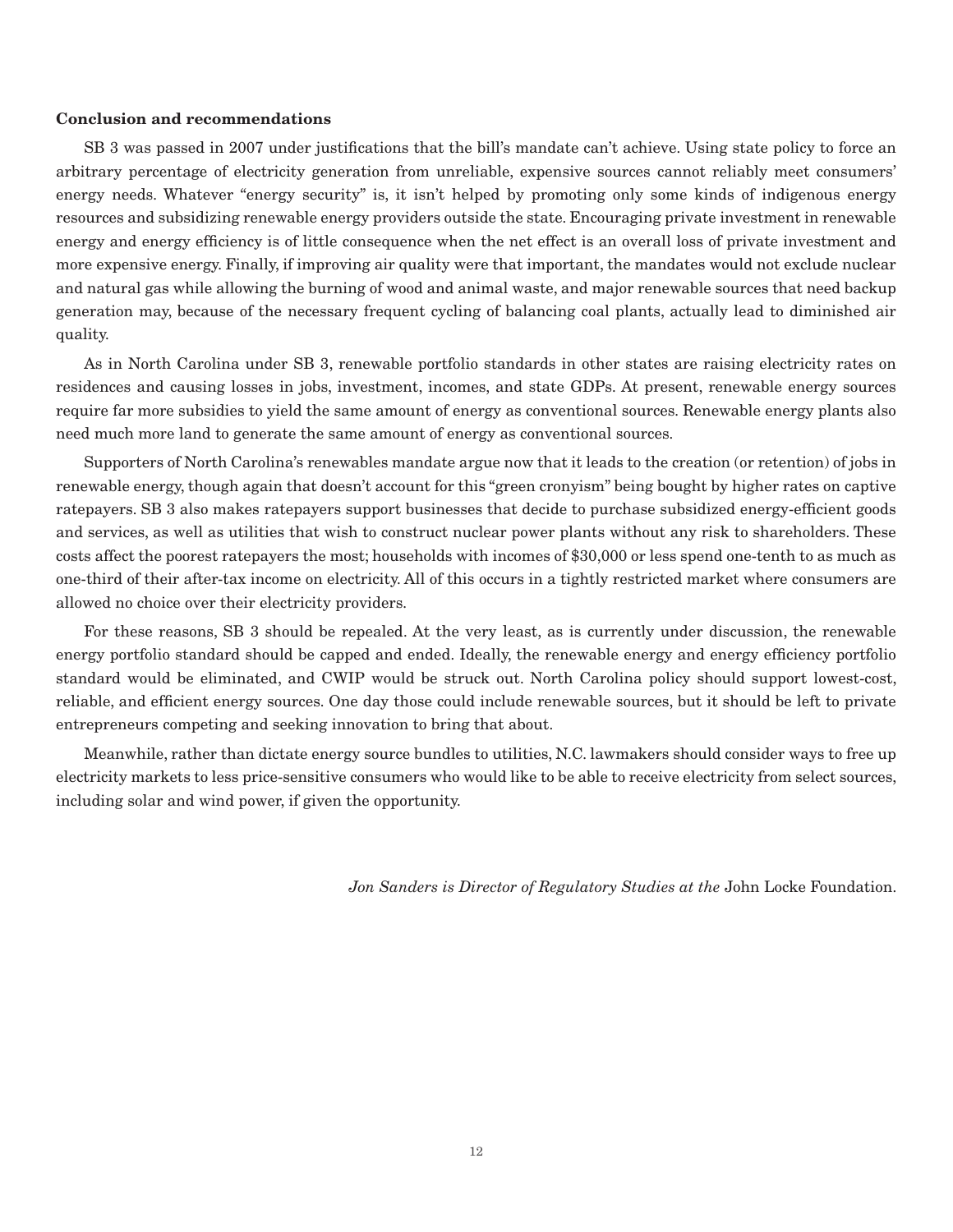## Conclusion and recommendations

SB 3 was passed in 2007 under justifications that the bill's mandate can't achieve. Using state policy to force an arbitrary percentage of electricity generation from unreliable, expensive sources cannot reliably meet consumers' energy needs. Whatever "energy security" is, it isn't helped by promoting only some kinds of indigenous energy resources and subsidizing renewable energy providers outside the state. Encouraging private investment in renewable energy and energy efficiency is of little consequence when the net effect is an overall loss of private investment and more expensive energy. Finally, if improving air quality were that important, the mandates would not exclude nuclear and natural gas while allowing the burning of wood and animal waste, and major renewable sources that need backup generation may, because of the necessary frequent cycling of balancing coal plants, actually lead to diminished air quality.

As in North Carolina under SB 3, renewable portfolio standards in other states are raising electricity rates on residences and causing losses in jobs, investment, incomes, and state GDPs. At present, renewable energy sources require far more subsidies to yield the same amount of energy as conventional sources. Renewable energy plants also need much more land to generate the same amount of energy as conventional sources.

Supporters of North Carolina's renewables mandate argue now that it leads to the creation (or retention) of jobs in renewable energy, though again that doesn't account for this "green cronyism" being bought by higher rates on captive ratepayers. SB 3 also makes ratepayers support businesses that decide to purchase subsidized energy-efficient goods and services, as well as utilities that wish to construct nuclear power plants without any risk to shareholders. These costs affect the poorest ratepayers the most; households with incomes of $30,000 or less spend one-tenth to as much as one-third of their after-tax income on electricity. All of this occurs in a tightly restricted market where consumers are allowed no choice over their electricity providers.

For these reasons, SB 3 should be repealed. At the very least, as is currently under discussion, the renewable energy portfolio standard should be capped and ended. Ideally, the renewable energy and energy efficiency portfolio standard would be eliminated, and CWIP would be struck out. North Carolina policy should support lowest-cost, reliable, and efficient energy sources. One day those could include renewable sources, but it should be left to private entrepreneurs competing and seeking innovation to bring that about.

Meanwhile, rather than dictate energy source bundles to utilities, N.C. lawmakers should consider ways to free up electricity markets to less price-sensitive consumers who would like to be able to receive electricity from select sources, including solar and wind power, if given the opportunity.

*Jon Sanders is Director of Regulatory Studies at the* John Locke Foundation.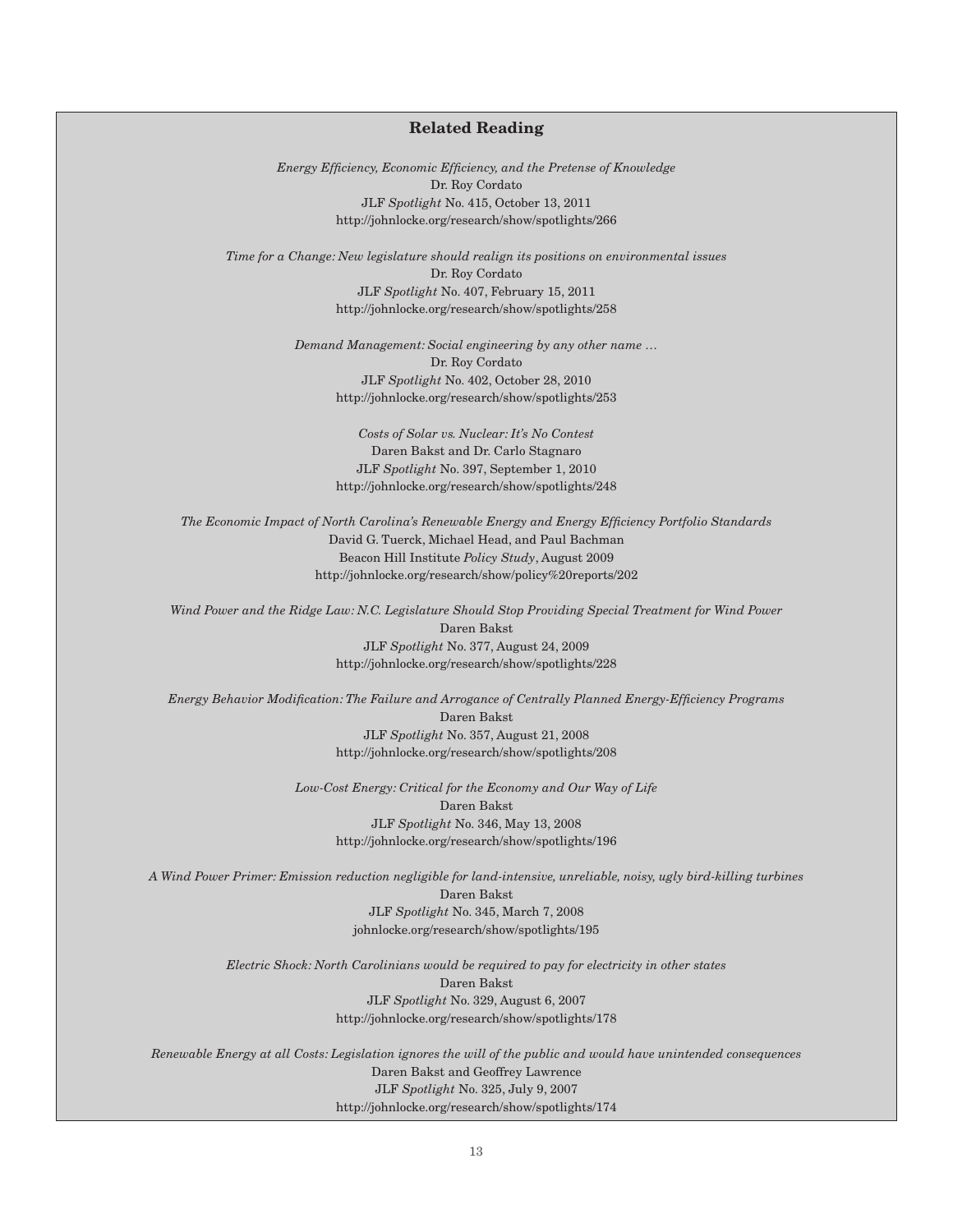## Related Reading

*Energy Efficiency, Economic Efficiency, and the Pretense of Knowledge*
Dr. Roy Cordato
JLF *Spotlight* No. 415, October 13, 2011
http://johnlocke.org/research/show/spotlights/266

*Time for a Change: New legislature should realign its positions on environmental issues*
Dr. Roy Cordato
JLF *Spotlight* No. 407, February 15, 2011
http://johnlocke.org/research/show/spotlights/258

*Demand Management: Social engineering by any other name …*
Dr. Roy Cordato
JLF *Spotlight* No. 402, October 28, 2010
http://johnlocke.org/research/show/spotlights/253

*Costs of Solar vs. Nuclear: It's No Contest*
Daren Bakst and Dr. Carlo Stagnaro
JLF *Spotlight* No. 397, September 1, 2010
http://johnlocke.org/research/show/spotlights/248

*The Economic Impact of North Carolina's Renewable Energy and Energy Efficiency Portfolio Standards*
David G. Tuerck, Michael Head, and Paul Bachman
Beacon Hill Institute *Policy Study*, August 2009
http://johnlocke.org/research/show/policy%20reports/202

*Wind Power and the Ridge Law: N.C. Legislature Should Stop Providing Special Treatment for Wind Power*
Daren Bakst
JLF *Spotlight* No. 377, August 24, 2009
http://johnlocke.org/research/show/spotlights/228

*Energy Behavior Modification: The Failure and Arrogance of Centrally Planned Energy-Efficiency Programs*
Daren Bakst
JLF *Spotlight* No. 357, August 21, 2008
http://johnlocke.org/research/show/spotlights/208

*Low-Cost Energy: Critical for the Economy and Our Way of Life*
Daren Bakst
JLF *Spotlight* No. 346, May 13, 2008
http://johnlocke.org/research/show/spotlights/196

*A Wind Power Primer: Emission reduction negligible for land-intensive, unreliable, noisy, ugly bird-killing turbines*
Daren Bakst
JLF *Spotlight* No. 345, March 7, 2008
johnlocke.org/research/show/spotlights/195

*Electric Shock: North Carolinians would be required to pay for electricity in other states*
Daren Bakst
JLF *Spotlight* No. 329, August 6, 2007
http://johnlocke.org/research/show/spotlights/178

*Renewable Energy at all Costs: Legislation ignores the will of the public and would have unintended consequences*
Daren Bakst and Geoffrey Lawrence
JLF *Spotlight* No. 325, July 9, 2007
http://johnlocke.org/research/show/spotlights/174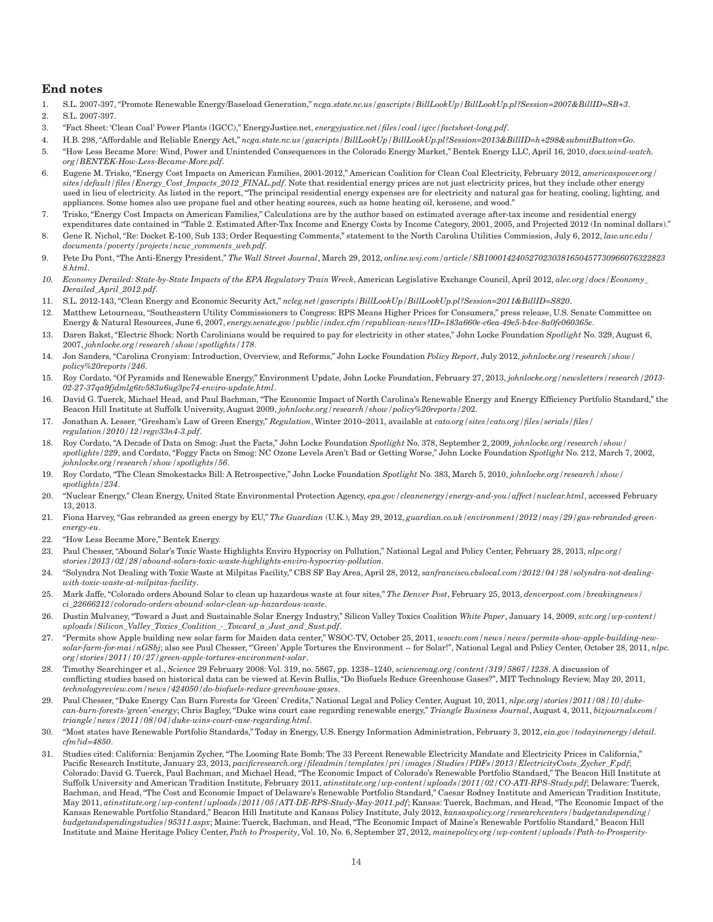## End notes

1. S.L. 2007-397, "Promote Renewable Energy/Baseload Generation," *ncga.state.nc.us/gascripts/BillLookUp/BillLookUp.pl?Session=2007&BillID=SB+3*.
2. S.L. 2007-397.
3. "Fact Sheet: 'Clean Coal' Power Plants (IGCC)," EnergyJustice.net, *energyjustice.net/files/coal/igcc/factsheet-long.pdf*.
4. H.B. 298, "Affordable and Reliable Energy Act," *ncga.state.nc.us/gascripts/BillLookUp/BillLookUp.pl?Session=2013&BillID=h+298&submitButton=Go*.
5. "How Less Became More: Wind, Power and Unintended Consequences in the Colorado Energy Market," Bentek Energy LLC, April 16, 2010, *docs.wind-watch.org/BENTEK-How-Less-Became-More.pdf*.
6. Eugene M. Trisko, "Energy Cost Impacts on American Families, 2001-2012," American Coalition for Clean Coal Electricity, February 2012, *americaspower.org/sites/default/files/Energy_Cost_Impacts_2012_FINAL.pdf*. Note that residential energy prices are not just electricity prices, but they include other energy used in lieu of electricity. As listed in the report, "The principal residential energy expenses are for electricity and natural gas for heating, cooling, lighting, and appliances. Some homes also use propane fuel and other heating sources, such as home heating oil, kerosene, and wood."
7. Trisko, "Energy Cost Impacts on American Families," Calculations are by the author based on estimated average after-tax income and residential energy expenditures date contained in "Table 2. Estimated After-Tax Income and Energy Costs by Income Category, 2001, 2005, and Projected 2012 (In nominal dollars)."
8. Gene R. Nichol, "Re: Docket E-100, Sub 133; Order Requesting Comments," statement to the North Carolina Utilities Commission, July 6, 2012, *law.unc.edu/documents/poverty/projects/ncuc_comments_web.pdf*.
9. Pete Du Pont, "The Anti-Energy President," *The Wall Street Journal*, March 29, 2012, *online.wsj.com/article/SB10001424052702303816504577309660763228238.html*.
10. *Economy Derailed: State-by-State Impacts of the EPA Regulatory Train Wreck*, American Legislative Exchange Council, April 2012, *alec.org/docs/Economy_Derailed_April_2012.pdf*.
11. S.L. 2012-143, "Clean Energy and Economic Security Act," *ncleg.net/gascripts/BillLookUp/BillLookUp.pl?Session=2011&BillID=S820*.
12. Matthew Letourneau, "Southeastern Utility Commissioners to Congress: RPS Means Higher Prices for Consumers," press release, U.S. Senate Committee on Energy & Natural Resources, June 6, 2007, *energy.senate.gov/public/index.cfm/republican-news?ID=183a660e-c6ea-49e5-b4ce-8a0fe060365e*.
13. Daren Bakst, "Electric Shock: North Carolinians would be required to pay for electricity in other states," John Locke Foundation *Spotlight* No. 329, August 6, 2007, *johnlocke.org/research/show/spotlights/178*.
14. Jon Sanders, "Carolina Cronyism: Introduction, Overview, and Reforms," John Locke Foundation *Policy Report*, July 2012, *johnlocke.org/research/show/policy%20reports/246*.
15. Roy Cordato, "Of Pyramids and Renewable Energy," Environment Update, John Locke Foundation, February 27, 2013, *johnlocke.org/newsletters/research/2013-02-27-37qa9fjdmlg6tv583u6ug3pc74-enviro-update.html*.
16. David G. Tuerck, Michael Head, and Paul Bachman, "The Economic Impact of North Carolina's Renewable Energy and Energy Efficiency Portfolio Standard," the Beacon Hill Institute at Suffolk University, August 2009, *johnlocke.org/research/show/policy%20reports/*202.
17. Jonathan A. Lesser, "Gresham's Law of Green Energy," *Regulation*, Winter 2010–2011, available at *cato.org/sites/cato.org/files/serials/files/regulation/2010/12/regv33n4-3.pdf*.
18. Roy Cordato, "A Decade of Data on Smog: Just the Facts," John Locke Foundation *Spotlight* No. 378, September 2, 2009, *johnlocke.org/research/show/spotlights/229*, and Cordato, "Foggy Facts on Smog: NC Ozone Levels Aren't Bad or Getting Worse," John Locke Foundation *Spotlight* No. 212, March 7, 2002, *johnlocke.org/research/show/spotlights/56*.
19. Roy Cordato, "The Clean Smokestacks Bill: A Retrospective," John Locke Foundation *Spotlight* No. 383, March 5, 2010, *johnlocke.org/research/show/spotlights/234*.
20. "Nuclear Energy," Clean Energy, United State Environmental Protection Agency, *epa.gov/cleanenergy/energy-and-you/affect/nuclear.html*, accessed February 13, 2013.
21. Fiona Harvey, "Gas rebranded as green energy by EU," *The Guardian* (U.K.), May 29, 2012, *guardian.co.uk/environment/2012/may/29/gas-rebranded-green-energy-eu*.
22. "How Less Became More," Bentek Energy.
23. Paul Chesser, "Abound Solar's Toxic Waste Highlights Enviro Hypocrisy on Pollution," National Legal and Policy Center, February 28, 2013, *nlpc.org/stories/2013/02/28/abound-solars-toxic-waste-highlights-enviro-hypocrisy-pollution*.
24. "Solyndra Not Dealing with Toxic Waste at Milpitas Facility," CBS SF Bay Area, April 28, 2012, *sanfrancisco.cbslocal.com/2012/04/28/solyndra-not-dealing-with-toxic-waste-at-milpitas-facility*.
25. Mark Jaffe, "Colorado orders Abound Solar to clean up hazardous waste at four sites," *The Denver Post*, February 25, 2013, *denverpost.com/breakingnews/ci_22666212/colorado-orders-abound-solar-clean-up-hazardous-waste*.
26. Dustin Mulvaney, "Toward a Just and Sustainable Solar Energy Industry," Silicon Valley Toxics Coalition *White Paper*, January 14, 2009, *svtc.org/wp-content/uploads/Silicon_Valley_Toxics_Coalition_-_Toward_a_Just_and_Sust.pdf*.
27. "Permits show Apple building new solar farm for Maiden data center," WSOC-TV, October 25, 2011, *wsoctv.com/news/news/permits-show-apple-building-new-solar-farm-for-mai/nGSbj*; also see Paul Chesser, "'Green' Apple Tortures the Environment -- for Solar!", National Legal and Policy Center, October 28, 2011, *nlpc.org/stories/2011/10/27/green-apple-tortures-environment-solar*.
28. Timothy Searchinger et al., *Science* 29 February 2008: Vol. 319, no. 5867, pp. 1238–1240, *sciencemag.org/content/319/5867/1238*. A discussion of conflicting studies based on historical data can be viewed at Kevin Bullis, "Do Biofuels Reduce Greenhouse Gases?", MIT Technology Review, May 20, 2011, *technologyreview.com/news/424050/do-biofuels-reduce-greenhouse-gases*.
29. Paul Chesser, "Duke Energy Can Burn Forests for 'Green' Credits," National Legal and Policy Center, August 10, 2011, *nlpc.org/stories/2011/08/10/duke-can-burn-forests-'green'-energy*; Chris Bagley, "Duke wins court case regarding renewable energy," *Triangle Business Journal*, August 4, 2011, *bizjournals.com/triangle/news/2011/08/04/duke-wins-court-case-regarding.html*.
30. "Most states have Renewable Portfolio Standards," Today in Energy, U.S. Energy Information Administration, February 3, 2012, *eia.gov/todayinenergy/detail.cfm?id=4850*.
31. Studies cited: California: Benjamin Zycher, "The Looming Rate Bomb: The 33 Percent Renewable Electricity Mandate and Electricity Prices in California," Pacific Research Institute, January 23, 2013, *pacificresearch.org/fileadmin/templates/pri/images/Studies/PDFs/2013/ElectricityCosts_Zycher_F.pdf*; Colorado: David G. Tuerck, Paul Bachman, and Michael Head, "The Economic Impact of Colorado's Renewable Portfolio Standard," The Beacon Hill Institute at Suffolk University and American Tradition Institute, February 2011, *atinstitute.org/wp-content/uploads/2011/02/CO-ATI-RPS-Study.pdf*; Delaware: Tuerck, Bachman, and Head, "The Cost and Economic Impact of Delaware's Renewable Portfolio Standard," Caesar Rodney Institute and American Tradition Institute, May 2011, *atinstitute.org/wp-content/uploads/2011/05/ATI-DE-RPS-Study-May-2011.pdf*; Kansas: Tuerck, Bachman, and Head, "The Economic Impact of the Kansas Renewable Portfolio Standard," Beacon Hill Institute and Kansas Policy Institute, July 2012, *kansaspolicy.org/researchcenters/budgetandspending/budgetandspendingstudies/95311.aspx*; Maine: Tuerck, Bachman, and Head, "The Economic Impact of Maine's Renewable Portfolio Standard," Beacon Hill Institute and Maine Heritage Policy Center, *Path to Prosperity*, Vol. 10, No. 6, September 27, 2012, *mainepolicy.org/wp-content/uploads/Path-to-Prosperity-*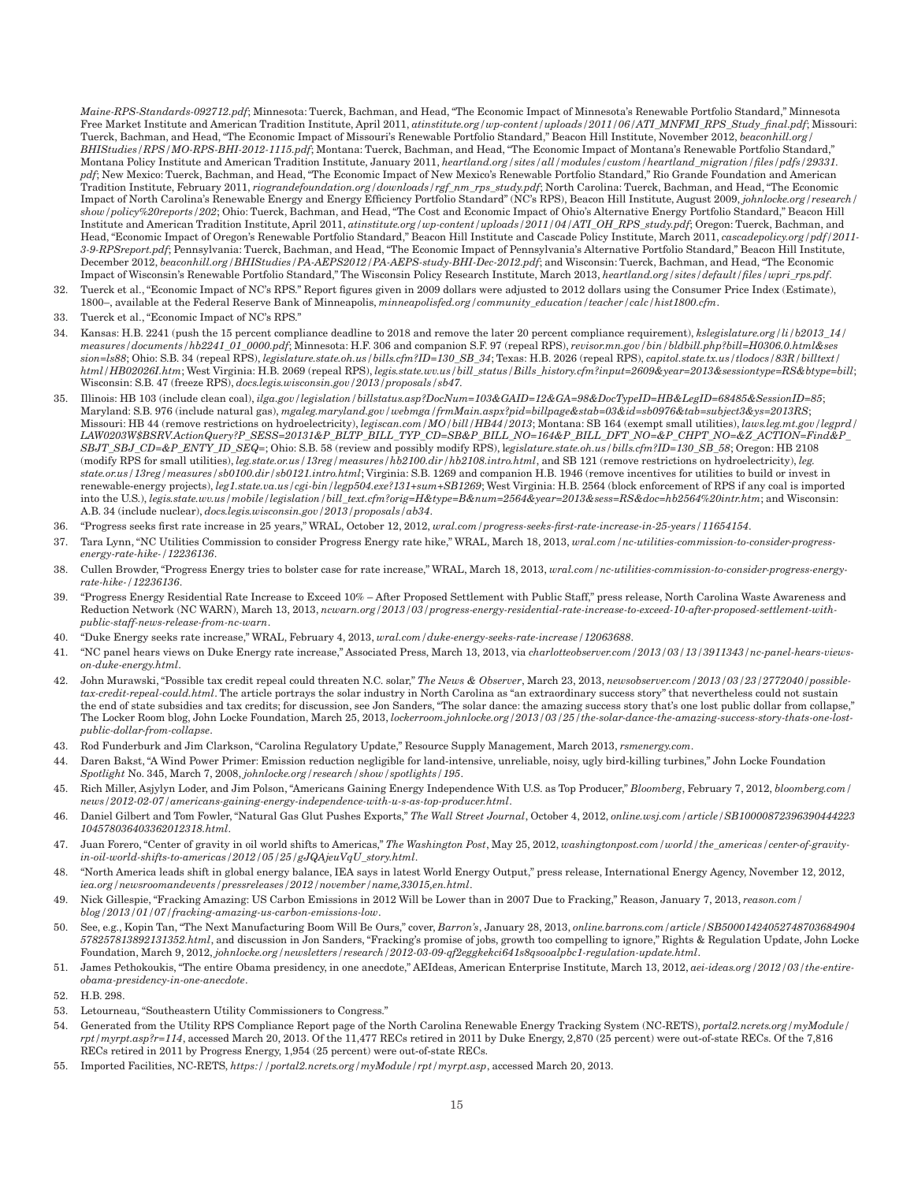*Maine-RPS-Standards-092712.pdf*; Minnesota: Tuerck, Bachman, and Head, "The Economic Impact of Minnesota's Renewable Portfolio Standard," Minnesota Free Market Institute and American Tradition Institute, April 2011, *atinstitute.org/wp-content/uploads/2011/06/ATI_MNFMI_RPS_Study_final.pdf*; Missouri: Tuerck, Bachman, and Head, "The Economic Impact of Missouri's Renewable Portfolio Standard," Beacon Hill Institute, November 2012, *beaconhill.org/BHIStudies/RPS/MO-RPS-BHI-2012-1115.pdf*; Montana: Tuerck, Bachman, and Head, "The Economic Impact of Montana's Renewable Portfolio Standard," Montana Policy Institute and American Tradition Institute, January 2011, *heartland.org/sites/all/modules/custom/heartland_migration/files/pdfs/29331.pdf*; New Mexico: Tuerck, Bachman, and Head, "The Economic Impact of New Mexico's Renewable Portfolio Standard," Rio Grande Foundation and American Tradition Institute, February 2011, *riograndefoundation.org/downloads/rgf_nm_rps_study.pdf*; North Carolina: Tuerck, Bachman, and Head, "The Economic Impact of North Carolina's Renewable Energy and Energy Efficiency Portfolio Standard" (NC's RPS), Beacon Hill Institute, August 2009, *johnlocke.org/research/show/policy%20reports/202*; Ohio: Tuerck, Bachman, and Head, "The Cost and Economic Impact of Ohio's Alternative Energy Portfolio Standard," Beacon Hill Institute and American Tradition Institute, April 2011, *atinstitute.org/wp-content/uploads/2011/04/ATI_OH_RPS_study.pdf*; Oregon: Tuerck, Bachman, and Head, "Economic Impact of Oregon's Renewable Portfolio Standard," Beacon Hill Institute and Cascade Policy Institute, March 2011, *cascadepolicy.org/pdf/2011-3-9-RPSreport.pdf*; Pennsylvania: Tuerck, Bachman, and Head, "The Economic Impact of Pennsylvania's Alternative Portfolio Standard," Beacon Hill Institute, December 2012, *beaconhill.org/BHIStudies/PA-AEPS2012/PA-AEPS-study-BHI-Dec-2012.pdf*; and Wisconsin: Tuerck, Bachman, and Head, "The Economic Impact of Wisconsin's Renewable Portfolio Standard," The Wisconsin Policy Research Institute, March 2013, *heartland.org/sites/default/files/wpri_rps.pdf*.

32. Tuerck et al., "Economic Impact of NC's RPS." Report figures given in 2009 dollars were adjusted to 2012 dollars using the Consumer Price Index (Estimate), 1800–, available at the Federal Reserve Bank of Minneapolis, *minneapolisfed.org/community_education/teacher/calc/hist1800.cfm*.
33. Tuerck et al., "Economic Impact of NC's RPS."
34. Kansas: H.B. 2241 (push the 15 percent compliance deadline to 2018 and remove the later 20 percent compliance requirement), *kslegislature.org/li/b2013_14/measures/documents/hb2241_01_0000.pdf*; Minnesota: H.F. 306 and companion S.F. 97 (repeal RPS), *revisor.mn.gov/bin/bldbill.php?bill=H0306.0.html&session=ls88*; Ohio: S.B. 34 (repeal RPS), *legislature.state.oh.us/bills.cfm?ID=130_SB_34*; Texas: H.B. 2026 (repeal RPS), *capitol.state.tx.us/tlodocs/83R/billtext/html/HB02026I.htm*; West Virginia: H.B. 2069 (repeal RPS), *legis.state.wv.us/bill_status/Bills_history.cfm?input=2609&year=2013&sessiontype=RS&btype=bill*; Wisconsin: S.B. 47 (freeze RPS), *docs.legis.wisconsin.gov/2013/proposals/sb47*.
35. Illinois: HB 103 (include clean coal), *ilga.gov/legislation/billstatus.asp?DocNum=103&GAID=12&GA=98&DocTypeID=HB&LegID=68485&SessionID=85*; Maryland: S.B. 976 (include natural gas), *mgaleg.maryland.gov/webmga/frmMain.aspx?pid=billpage&stab=03&id=sb0976&tab=subject3&ys=2013RS*; Missouri: HB 44 (remove restrictions on hydroelectricity), *legiscan.com/MO/bill/HB44/2013*; Montana: SB 164 (exempt small utilities), *laws.leg.mt.gov/legprd/LAW0203W$BSRV.ActionQuery?P_SESS=20131&P_BLTP_BILL_TYP_CD=SB&P_BILL_NO=164&P_BILL_DFT_NO=&P_CHPT_NO=&Z_ACTION=Find&P_SBJT_SBJ_CD=&P_ENTY_ID_SEQ=*; Ohio: S.B. 58 (review and possibly modify RPS), *legislature.state.oh.us/bills.cfm?ID=130_SB_58*; Oregon: HB 2108 (modify RPS for small utilities), *leg.state.or.us/13reg/measures/hb2100.dir/hb2108.intro.html*, and SB 121 (remove restrictions on hydroelectricity), *leg.state.or.us/13reg/measures/sb0100.dir/sb0121.intro.html*; Virginia: S.B. 1269 and companion H.B. 1946 (remove incentives for utilities to build or invest in renewable-energy projects), *leg1.state.va.us/cgi-bin/legp504.exe?131+sum+SB1269*; West Virginia: H.B. 2564 (block enforcement of RPS if any coal is imported into the U.S.), *legis.state.wv.us/mobile/legislation/bill_text.cfm?orig=H&type=B&num=2564&year=2013&sess=RS&doc=hb2564%20intr.htm*; and Wisconsin: A.B. 34 (include nuclear), *docs.legis.wisconsin.gov/2013/proposals/ab34*.
36. "Progress seeks first rate increase in 25 years," WRAL, October 12, 2012, *wral.com/progress-seeks-first-rate-increase-in-25-years/11654154*.
37. Tara Lynn, "NC Utilities Commission to consider Progress Energy rate hike," WRAL, March 18, 2013, *wral.com/nc-utilities-commission-to-consider-progress-energy-rate-hike-/12236136*.
38. Cullen Browder, "Progress Energy tries to bolster case for rate increase," WRAL, March 18, 2013, *wral.com/nc-utilities-commission-to-consider-progress-energy-rate-hike-/12236136*.
39. "Progress Energy Residential Rate Increase to Exceed 10% – After Proposed Settlement with Public Staff," press release, North Carolina Waste Awareness and Reduction Network (NC WARN), March 13, 2013, *ncwarn.org/2013/03/progress-energy-residential-rate-increase-to-exceed-10-after-proposed-settlement-with-public-staff-news-release-from-nc-warn*.
40. "Duke Energy seeks rate increase," WRAL, February 4, 2013, *wral.com/duke-energy-seeks-rate-increase/12063688*.
41. "NC panel hears views on Duke Energy rate increase," Associated Press, March 13, 2013, via *charlotteobserver.com/2013/03/13/3911343/nc-panel-hears-views-on-duke-energy.html*.
42. John Murawski, "Possible tax credit repeal could threaten N.C. solar," *The News & Observer*, March 23, 2013, *newsobserver.com/2013/03/23/2772040/possible-tax-credit-repeal-could.html*. The article portrays the solar industry in North Carolina as "an extraordinary success story" that nevertheless could not sustain the end of state subsidies and tax credits; for discussion, see Jon Sanders, "The solar dance: the amazing success story that's one lost public dollar from collapse," The Locker Room blog, John Locke Foundation, March 25, 2013, *lockerroom.johnlocke.org/2013/03/25/the-solar-dance-the-amazing-success-story-thats-one-lost-public-dollar-from-collapse*.
43. Rod Funderburk and Jim Clarkson, "Carolina Regulatory Update," Resource Supply Management, March 2013, *rsmenergy.com*.
44. Daren Bakst, "A Wind Power Primer: Emission reduction negligible for land-intensive, unreliable, noisy, ugly bird-killing turbines," John Locke Foundation *Spotlight* No. 345, March 7, 2008, *johnlocke.org/research/show/spotlights/195*.
45. Rich Miller, Asjylyn Loder, and Jim Polson, "Americans Gaining Energy Independence With U.S. as Top Producer," *Bloomberg*, February 7, 2012, *bloomberg.com/news/2012-02-07/americans-gaining-energy-independence-with-u-s-as-top-producer.html*.
46. Daniel Gilbert and Tom Fowler, "Natural Gas Glut Pushes Exports," *The Wall Street Journal*, October 4, 2012, *online.wsj.com/article/SB10000872396390444223104578036403362012318.html*.
47. Juan Forero, "Center of gravity in oil world shifts to Americas," *The Washington Post*, May 25, 2012, *washingtonpost.com/world/the_americas/center-of-gravity-in-oil-world-shifts-to-americas/2012/05/25/gJQAjeuVqU_story.html*.
48. "North America leads shift in global energy balance, IEA says in latest World Energy Output," press release, International Energy Agency, November 12, 2012, *iea.org/newsroomandevents/pressreleases/2012/november/name,33015,en.html*.
49. Nick Gillespie, "Fracking Amazing: US Carbon Emissions in 2012 Will be Lower than in 2007 Due to Fracking," Reason, January 7, 2013, *reason.com/blog/2013/01/07/fracking-amazing-us-carbon-emissions-low*.
50. See, e.g., Kopin Tan, "The Next Manufacturing Boom Will Be Ours," cover, *Barron's*, January 28, 2013, *online.barrons.com/article/SB50001424052748703684904578257813892131352.html*, and discussion in Jon Sanders, "Fracking's promise of jobs, growth too compelling to ignore," Rights & Regulation Update, John Locke Foundation, March 9, 2012, *johnlocke.org/newsletters/research/2012-03-09-qf2eggkekci641s8qsooalpbc1-regulation-update.html*.
51. James Pethokoukis, "The entire Obama presidency, in one anecdote," AEIdeas, American Enterprise Institute, March 13, 2012, *aei-ideas.org/2012/03/the-entire-obama-presidency-in-one-anecdote*.
52. H.B. 298.
53. Letourneau, "Southeastern Utility Commissioners to Congress."
54. Generated from the Utility RPS Compliance Report page of the North Carolina Renewable Energy Tracking System (NC-RETS), *portal2.ncrets.org/myModule/rpt/myrpt.asp?r=114*, accessed March 20, 2013. Of the 11,477 RECs retired in 2011 by Duke Energy, 2,870 (25 percent) were out-of-state RECs. Of the 7,816 RECs retired in 2011 by Progress Energy, 1,954 (25 percent) were out-of-state RECs.
55. Imported Facilities, NC-RETS, *https://portal2.ncrets.org/myModule/rpt/myrpt.asp*, accessed March 20, 2013.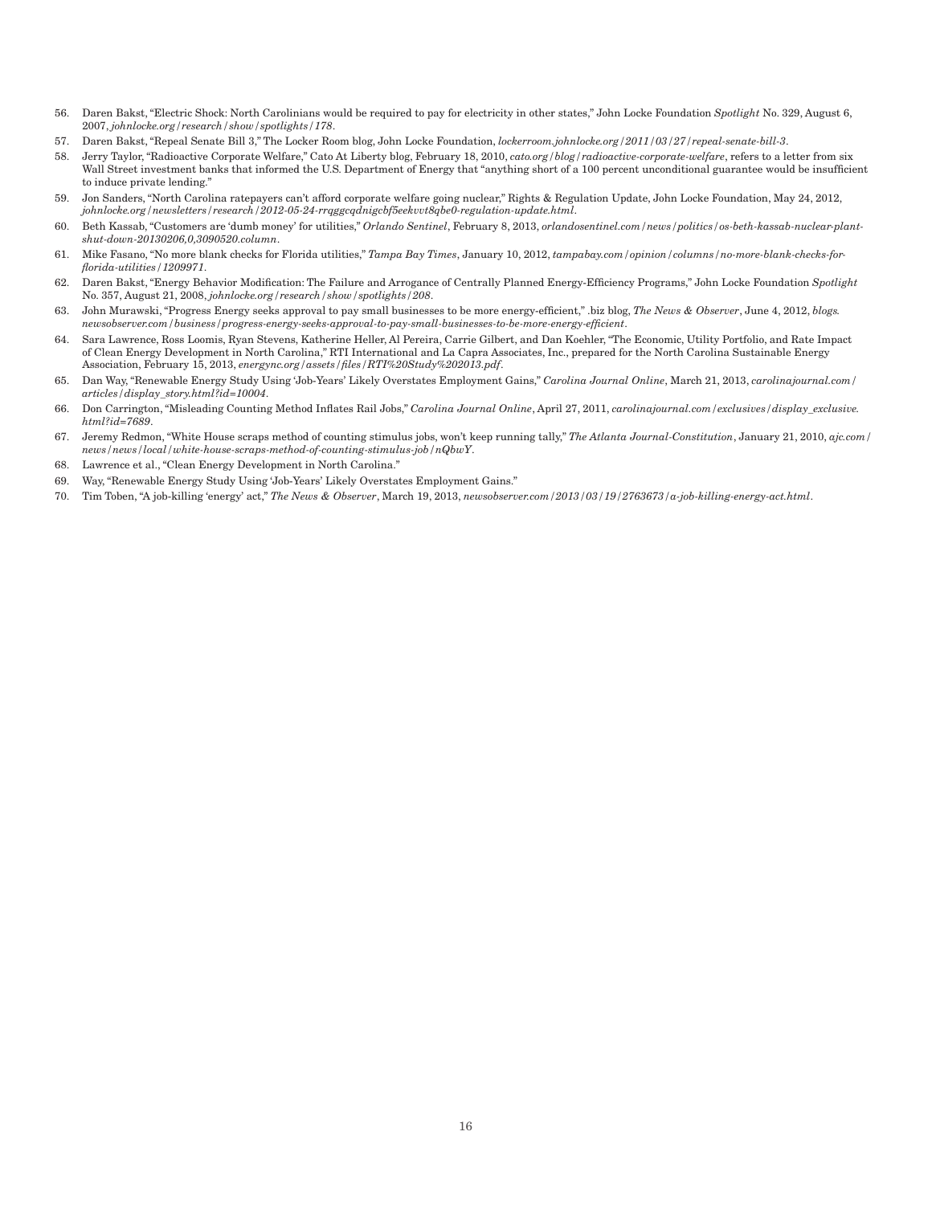56. Daren Bakst, "Electric Shock: North Carolinians would be required to pay for electricity in other states," John Locke Foundation *Spotlight* No. 329, August 6, 2007, *johnlocke.org/research/show/spotlights/178*.
57. Daren Bakst, "Repeal Senate Bill 3," The Locker Room blog, John Locke Foundation, *lockerroom.johnlocke.org/2011/03/27/repeal-senate-bill-3*.
58. Jerry Taylor, "Radioactive Corporate Welfare," Cato At Liberty blog, February 18, 2010, *cato.org/blog/radioactive-corporate-welfare*, refers to a letter from six Wall Street investment banks that informed the U.S. Department of Energy that "anything short of a 100 percent unconditional guarantee would be insufficient to induce private lending."
59. Jon Sanders, "North Carolina ratepayers can't afford corporate welfare going nuclear," Rights & Regulation Update, John Locke Foundation, May 24, 2012, *johnlocke.org/newsletters/research/2012-05-24-rrqggcqdnigcbf5eekvvt8qbe0-regulation-update.html*.
60. Beth Kassab, "Customers are 'dumb money' for utilities," *Orlando Sentinel*, February 8, 2013, *orlandosentinel.com/news/politics/os-beth-kassab-nuclear-plant-shut-down-20130206,0,3090520.column*.
61. Mike Fasano, "No more blank checks for Florida utilities," *Tampa Bay Times*, January 10, 2012, *tampabay.com/opinion/columns/no-more-blank-checks-for-florida-utilities/1209971*.
62. Daren Bakst, "Energy Behavior Modification: The Failure and Arrogance of Centrally Planned Energy-Efficiency Programs," John Locke Foundation *Spotlight* No. 357, August 21, 2008, *johnlocke.org/research/show/spotlights/208*.
63. John Murawski, "Progress Energy seeks approval to pay small businesses to be more energy-efficient," .biz blog, *The News & Observer*, June 4, 2012, *blogs.newsobserver.com/business/progress-energy-seeks-approval-to-pay-small-businesses-to-be-more-energy-efficient*.
64. Sara Lawrence, Ross Loomis, Ryan Stevens, Katherine Heller, Al Pereira, Carrie Gilbert, and Dan Koehler, "The Economic, Utility Portfolio, and Rate Impact of Clean Energy Development in North Carolina," RTI International and La Capra Associates, Inc., prepared for the North Carolina Sustainable Energy Association, February 15, 2013, *energync.org/assets/files/RTI%20Study%202013.pdf*.
65. Dan Way, "Renewable Energy Study Using 'Job-Years' Likely Overstates Employment Gains," *Carolina Journal Online*, March 21, 2013, *carolinajournal.com/articles/display_story.html?id=10004*.
66. Don Carrington, "Misleading Counting Method Inflates Rail Jobs," *Carolina Journal Online*, April 27, 2011, *carolinajournal.com/exclusives/display_exclusive.html?id=7689*.
67. Jeremy Redmon, "White House scraps method of counting stimulus jobs, won't keep running tally," *The Atlanta Journal-Constitution*, January 21, 2010, *ajc.com/news/news/local/white-house-scraps-method-of-counting-stimulus-job/nQbwY*.
68. Lawrence et al., "Clean Energy Development in North Carolina."
69. Way, "Renewable Energy Study Using 'Job-Years' Likely Overstates Employment Gains."
70. Tim Toben, "A job-killing 'energy' act," *The News & Observer*, March 19, 2013, *newsobserver.com/2013/03/19/2763673/a-job-killing-energy-act.html*.